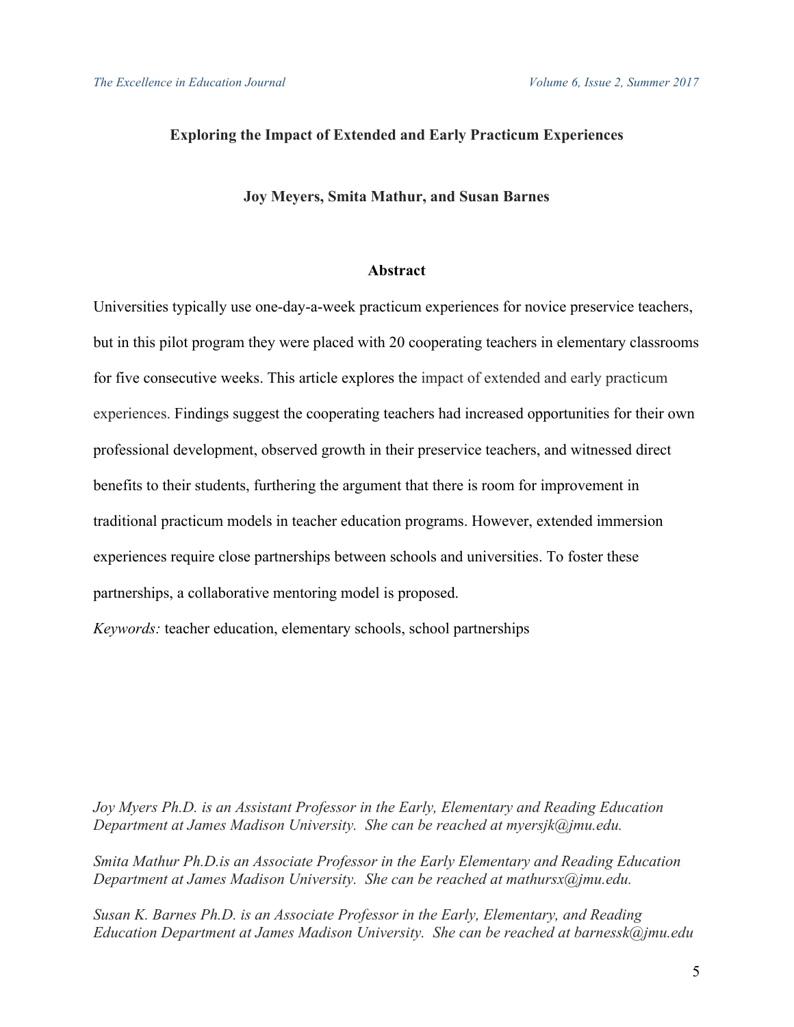# Exploring the Impact of Extended and Early Practicum Experiences

**Joy Meyers, Smita Mathur, and Susan Barnes**

## Abstract

Universities typically use one-day-a-week practicum experiences for novice preservice teachers, but in this pilot program they were placed with 20 cooperating teachers in elementary classrooms for five consecutive weeks. This article explores the impact of extended and early practicum experiences. Findings suggest the cooperating teachers had increased opportunities for their own professional development, observed growth in their preservice teachers, and witnessed direct benefits to their students, furthering the argument that there is room for improvement in traditional practicum models in teacher education programs. However, extended immersion experiences require close partnerships between schools and universities. To foster these partnerships, a collaborative mentoring model is proposed.

*Keywords:* teacher education, elementary schools, school partnerships

*Joy Myers Ph.D. is an Assistant Professor in the Early, Elementary and Reading Education Department at James Madison University. She can be reached at myersjk@jmu.edu.*

*Smita Mathur Ph.D.is an Associate Professor in the Early Elementary and Reading Education Department at James Madison University. She can be reached at mathursx@jmu.edu.*

*Susan K. Barnes Ph.D. is an Associate Professor in the Early, Elementary, and Reading Education Department at James Madison University. She can be reached at barnessk@jmu.edu*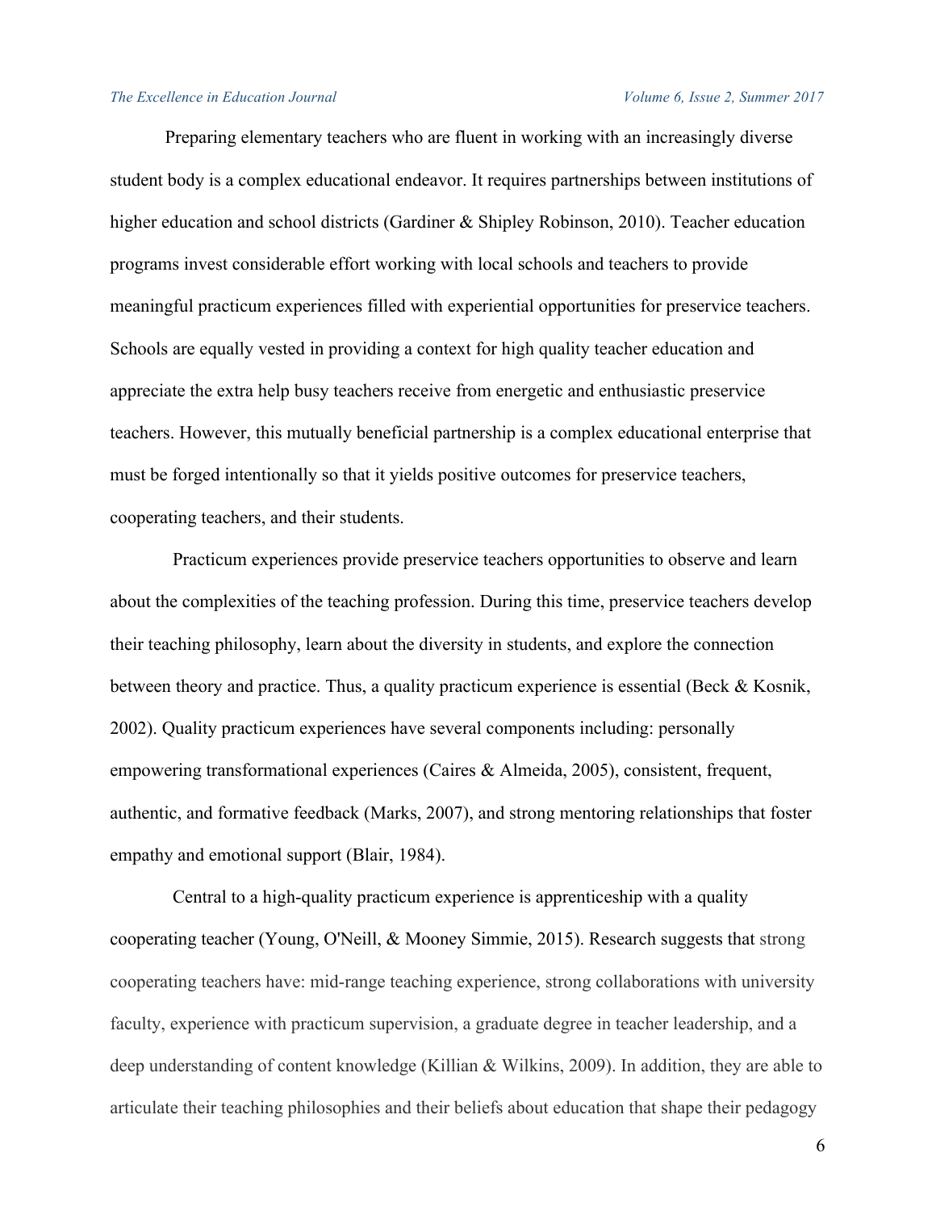Preparing elementary teachers who are fluent in working with an increasingly diverse student body is a complex educational endeavor. It requires partnerships between institutions of higher education and school districts (Gardiner & Shipley Robinson, 2010). Teacher education programs invest considerable effort working with local schools and teachers to provide meaningful practicum experiences filled with experiential opportunities for preservice teachers. Schools are equally vested in providing a context for high quality teacher education and appreciate the extra help busy teachers receive from energetic and enthusiastic preservice teachers. However, this mutually beneficial partnership is a complex educational enterprise that must be forged intentionally so that it yields positive outcomes for preservice teachers, cooperating teachers, and their students.

Practicum experiences provide preservice teachers opportunities to observe and learn about the complexities of the teaching profession. During this time, preservice teachers develop their teaching philosophy, learn about the diversity in students, and explore the connection between theory and practice. Thus, a quality practicum experience is essential (Beck & Kosnik, 2002). Quality practicum experiences have several components including: personally empowering transformational experiences (Caires & Almeida, 2005), consistent, frequent, authentic, and formative feedback (Marks, 2007), and strong mentoring relationships that foster empathy and emotional support (Blair, 1984).

Central to a high-quality practicum experience is apprenticeship with a quality cooperating teacher (Young, O'Neill, & Mooney Simmie, 2015). Research suggests that strong cooperating teachers have: mid-range teaching experience, strong collaborations with university faculty, experience with practicum supervision, a graduate degree in teacher leadership, and a deep understanding of content knowledge (Killian & Wilkins, 2009). In addition, they are able to articulate their teaching philosophies and their beliefs about education that shape their pedagogy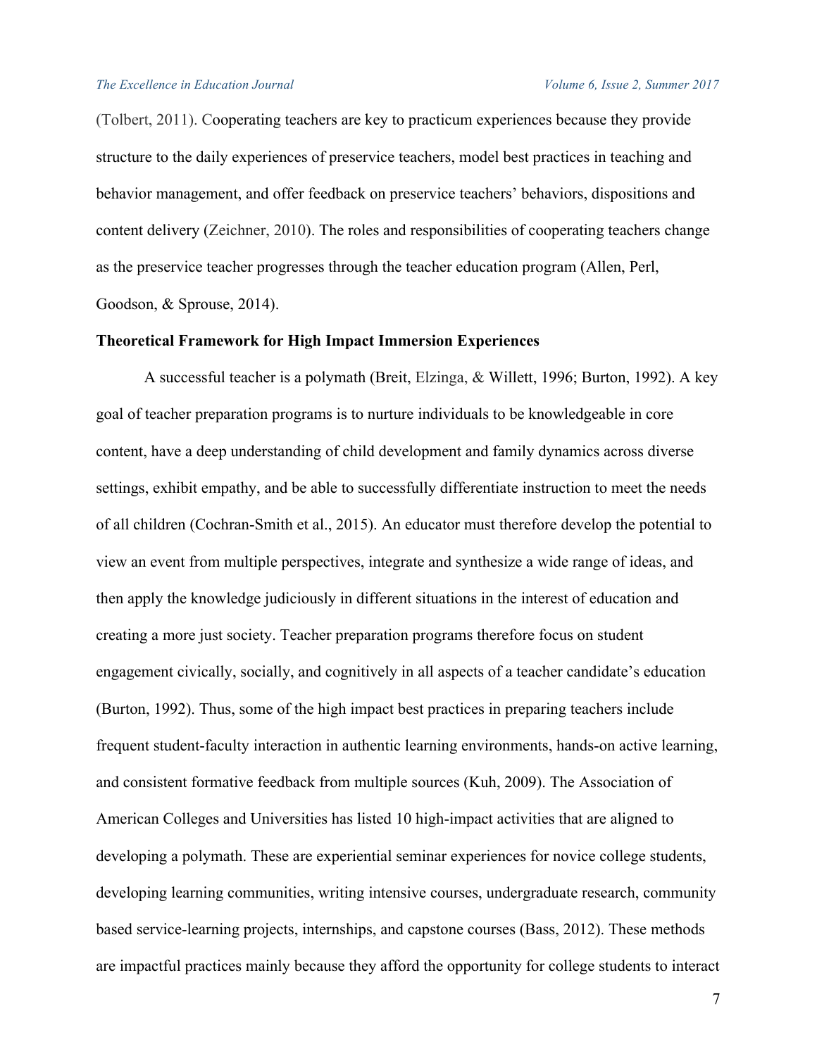(Tolbert, 2011). Cooperating teachers are key to practicum experiences because they provide structure to the daily experiences of preservice teachers, model best practices in teaching and behavior management, and offer feedback on preservice teachers' behaviors, dispositions and content delivery (Zeichner, 2010). The roles and responsibilities of cooperating teachers change as the preservice teacher progresses through the teacher education program (Allen, Perl, Goodson, & Sprouse, 2014).

**Theoretical Framework for High Impact Immersion Experiences**

A successful teacher is a polymath (Breit, Elzinga, & Willett, 1996; Burton, 1992). A key goal of teacher preparation programs is to nurture individuals to be knowledgeable in core content, have a deep understanding of child development and family dynamics across diverse settings, exhibit empathy, and be able to successfully differentiate instruction to meet the needs of all children (Cochran-Smith et al., 2015). An educator must therefore develop the potential to view an event from multiple perspectives, integrate and synthesize a wide range of ideas, and then apply the knowledge judiciously in different situations in the interest of education and creating a more just society. Teacher preparation programs therefore focus on student engagement civically, socially, and cognitively in all aspects of a teacher candidate's education (Burton, 1992). Thus, some of the high impact best practices in preparing teachers include frequent student-faculty interaction in authentic learning environments, hands-on active learning, and consistent formative feedback from multiple sources (Kuh, 2009). The Association of American Colleges and Universities has listed 10 high-impact activities that are aligned to developing a polymath. These are experiential seminar experiences for novice college students, developing learning communities, writing intensive courses, undergraduate research, community based service-learning projects, internships, and capstone courses (Bass, 2012). These methods are impactful practices mainly because they afford the opportunity for college students to interact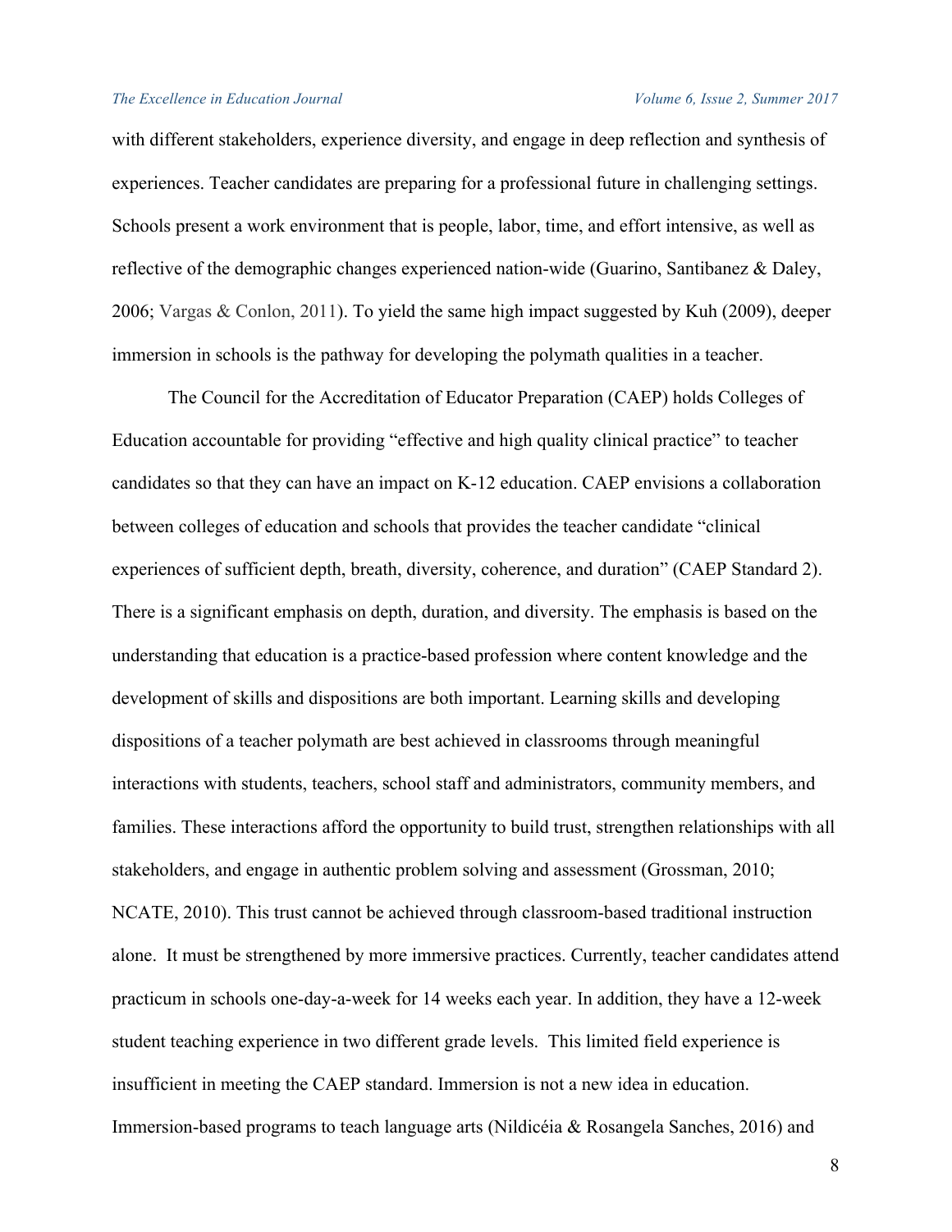with different stakeholders, experience diversity, and engage in deep reflection and synthesis of experiences. Teacher candidates are preparing for a professional future in challenging settings. Schools present a work environment that is people, labor, time, and effort intensive, as well as reflective of the demographic changes experienced nation-wide (Guarino, Santibanez & Daley, 2006; Vargas & Conlon, 2011). To yield the same high impact suggested by Kuh (2009), deeper immersion in schools is the pathway for developing the polymath qualities in a teacher.

The Council for the Accreditation of Educator Preparation (CAEP) holds Colleges of Education accountable for providing "effective and high quality clinical practice" to teacher candidates so that they can have an impact on K-12 education. CAEP envisions a collaboration between colleges of education and schools that provides the teacher candidate "clinical experiences of sufficient depth, breath, diversity, coherence, and duration" (CAEP Standard 2). There is a significant emphasis on depth, duration, and diversity. The emphasis is based on the understanding that education is a practice-based profession where content knowledge and the development of skills and dispositions are both important. Learning skills and developing dispositions of a teacher polymath are best achieved in classrooms through meaningful interactions with students, teachers, school staff and administrators, community members, and families. These interactions afford the opportunity to build trust, strengthen relationships with all stakeholders, and engage in authentic problem solving and assessment (Grossman, 2010; NCATE, 2010). This trust cannot be achieved through classroom-based traditional instruction alone. It must be strengthened by more immersive practices. Currently, teacher candidates attend practicum in schools one-day-a-week for 14 weeks each year. In addition, they have a 12-week student teaching experience in two different grade levels. This limited field experience is insufficient in meeting the CAEP standard. Immersion is not a new idea in education. Immersion-based programs to teach language arts (Nildicéia & Rosangela Sanches, 2016) and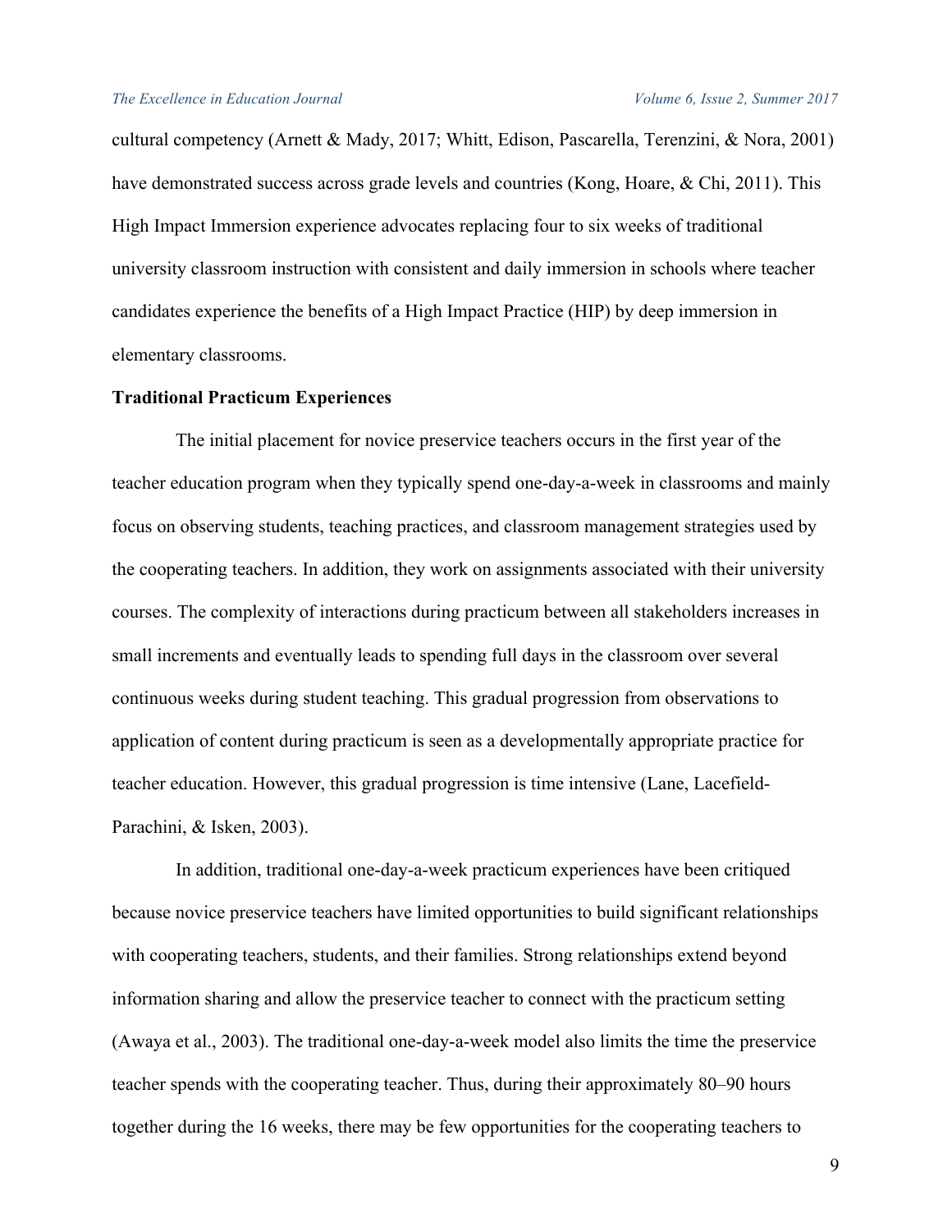cultural competency (Arnett & Mady, 2017; Whitt, Edison, Pascarella, Terenzini, & Nora, 2001) have demonstrated success across grade levels and countries (Kong, Hoare, & Chi, 2011). This High Impact Immersion experience advocates replacing four to six weeks of traditional university classroom instruction with consistent and daily immersion in schools where teacher candidates experience the benefits of a High Impact Practice (HIP) by deep immersion in elementary classrooms.

**Traditional Practicum Experiences**

The initial placement for novice preservice teachers occurs in the first year of the teacher education program when they typically spend one-day-a-week in classrooms and mainly focus on observing students, teaching practices, and classroom management strategies used by the cooperating teachers. In addition, they work on assignments associated with their university courses. The complexity of interactions during practicum between all stakeholders increases in small increments and eventually leads to spending full days in the classroom over several continuous weeks during student teaching. This gradual progression from observations to application of content during practicum is seen as a developmentally appropriate practice for teacher education. However, this gradual progression is time intensive (Lane, Lacefield-Parachini, & Isken, 2003).

In addition, traditional one-day-a-week practicum experiences have been critiqued because novice preservice teachers have limited opportunities to build significant relationships with cooperating teachers, students, and their families. Strong relationships extend beyond information sharing and allow the preservice teacher to connect with the practicum setting (Awaya et al., 2003). The traditional one-day-a-week model also limits the time the preservice teacher spends with the cooperating teacher. Thus, during their approximately 80–90 hours together during the 16 weeks, there may be few opportunities for the cooperating teachers to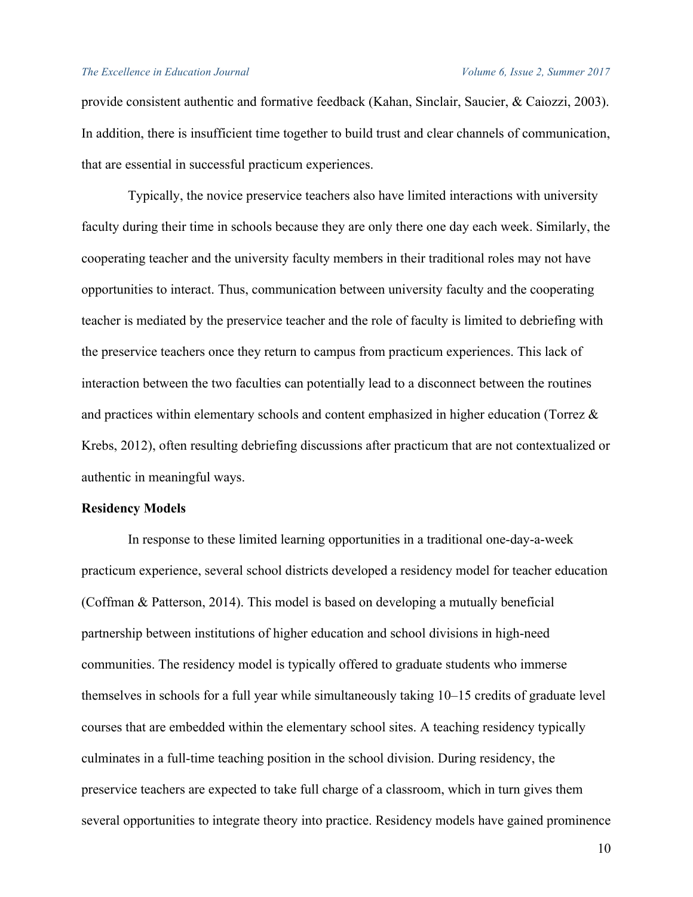provide consistent authentic and formative feedback (Kahan, Sinclair, Saucier, & Caiozzi, 2003). In addition, there is insufficient time together to build trust and clear channels of communication, that are essential in successful practicum experiences.

Typically, the novice preservice teachers also have limited interactions with university faculty during their time in schools because they are only there one day each week. Similarly, the cooperating teacher and the university faculty members in their traditional roles may not have opportunities to interact. Thus, communication between university faculty and the cooperating teacher is mediated by the preservice teacher and the role of faculty is limited to debriefing with the preservice teachers once they return to campus from practicum experiences. This lack of interaction between the two faculties can potentially lead to a disconnect between the routines and practices within elementary schools and content emphasized in higher education (Torrez & Krebs, 2012), often resulting debriefing discussions after practicum that are not contextualized or authentic in meaningful ways.

**Residency Models**

In response to these limited learning opportunities in a traditional one-day-a-week practicum experience, several school districts developed a residency model for teacher education (Coffman & Patterson, 2014). This model is based on developing a mutually beneficial partnership between institutions of higher education and school divisions in high-need communities. The residency model is typically offered to graduate students who immerse themselves in schools for a full year while simultaneously taking 10–15 credits of graduate level courses that are embedded within the elementary school sites. A teaching residency typically culminates in a full-time teaching position in the school division. During residency, the preservice teachers are expected to take full charge of a classroom, which in turn gives them several opportunities to integrate theory into practice. Residency models have gained prominence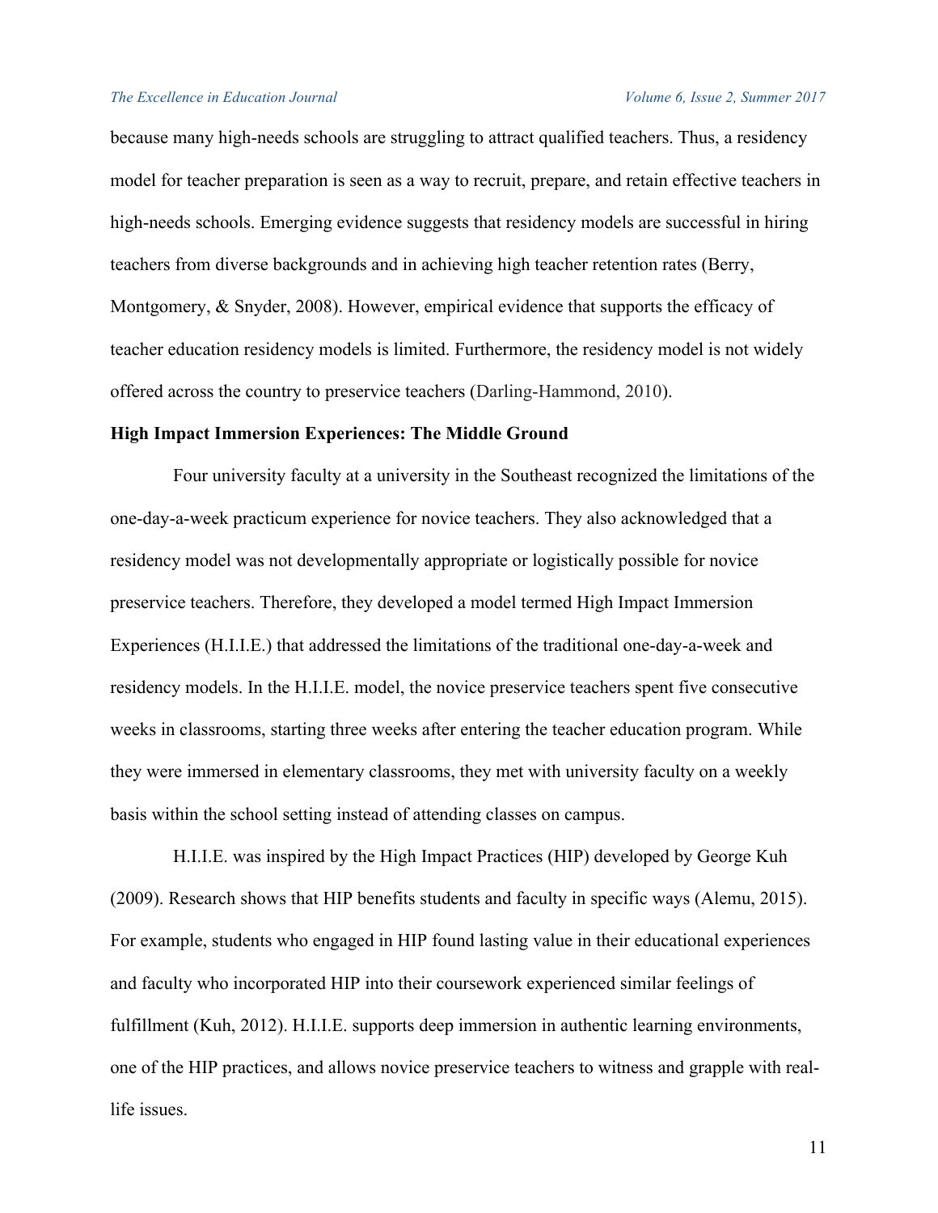because many high-needs schools are struggling to attract qualified teachers. Thus, a residency model for teacher preparation is seen as a way to recruit, prepare, and retain effective teachers in high-needs schools. Emerging evidence suggests that residency models are successful in hiring teachers from diverse backgrounds and in achieving high teacher retention rates (Berry, Montgomery, & Snyder, 2008). However, empirical evidence that supports the efficacy of teacher education residency models is limited. Furthermore, the residency model is not widely offered across the country to preservice teachers (Darling-Hammond, 2010).

**High Impact Immersion Experiences: The Middle Ground**

Four university faculty at a university in the Southeast recognized the limitations of the one-day-a-week practicum experience for novice teachers. They also acknowledged that a residency model was not developmentally appropriate or logistically possible for novice preservice teachers. Therefore, they developed a model termed High Impact Immersion Experiences (H.I.I.E.) that addressed the limitations of the traditional one-day-a-week and residency models. In the H.I.I.E. model, the novice preservice teachers spent five consecutive weeks in classrooms, starting three weeks after entering the teacher education program. While they were immersed in elementary classrooms, they met with university faculty on a weekly basis within the school setting instead of attending classes on campus.

H.I.I.E. was inspired by the High Impact Practices (HIP) developed by George Kuh (2009). Research shows that HIP benefits students and faculty in specific ways (Alemu, 2015). For example, students who engaged in HIP found lasting value in their educational experiences and faculty who incorporated HIP into their coursework experienced similar feelings of fulfillment (Kuh, 2012). H.I.I.E. supports deep immersion in authentic learning environments, one of the HIP practices, and allows novice preservice teachers to witness and grapple with real-life issues.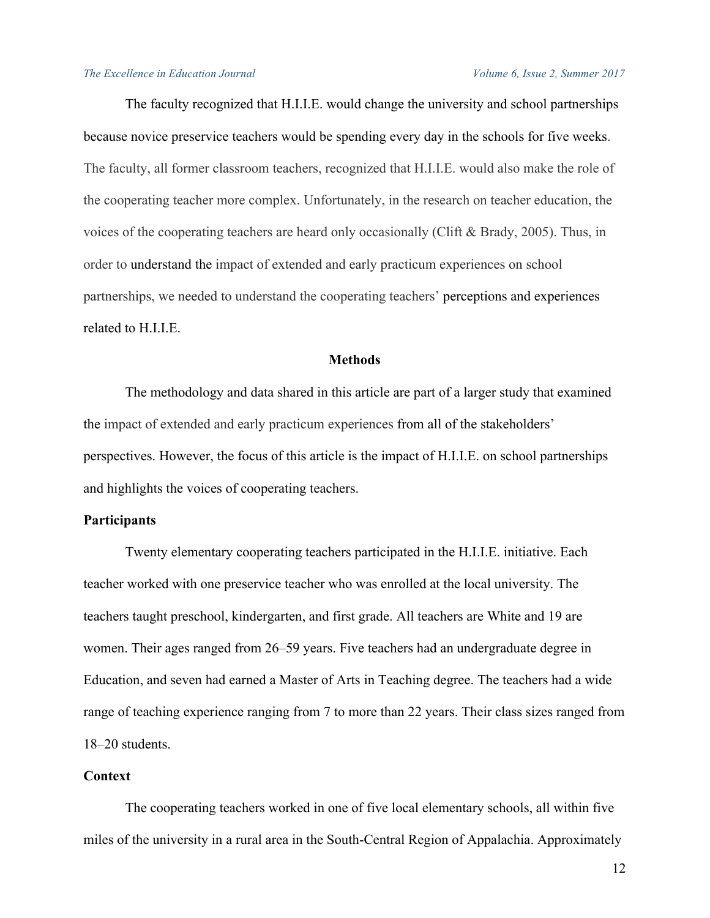The faculty recognized that H.I.I.E. would change the university and school partnerships because novice preservice teachers would be spending every day in the schools for five weeks. The faculty, all former classroom teachers, recognized that H.I.I.E. would also make the role of the cooperating teacher more complex. Unfortunately, in the research on teacher education, the voices of the cooperating teachers are heard only occasionally (Clift & Brady, 2005). Thus, in order to understand the impact of extended and early practicum experiences on school partnerships, we needed to understand the cooperating teachers' perceptions and experiences related to H.I.I.E.

## Methods

The methodology and data shared in this article are part of a larger study that examined the impact of extended and early practicum experiences from all of the stakeholders' perspectives. However, the focus of this article is the impact of H.I.I.E. on school partnerships and highlights the voices of cooperating teachers.

### Participants

Twenty elementary cooperating teachers participated in the H.I.I.E. initiative. Each teacher worked with one preservice teacher who was enrolled at the local university. The teachers taught preschool, kindergarten, and first grade. All teachers are White and 19 are women. Their ages ranged from 26–59 years. Five teachers had an undergraduate degree in Education, and seven had earned a Master of Arts in Teaching degree. The teachers had a wide range of teaching experience ranging from 7 to more than 22 years. Their class sizes ranged from 18–20 students.

### Context

The cooperating teachers worked in one of five local elementary schools, all within five miles of the university in a rural area in the South-Central Region of Appalachia. Approximately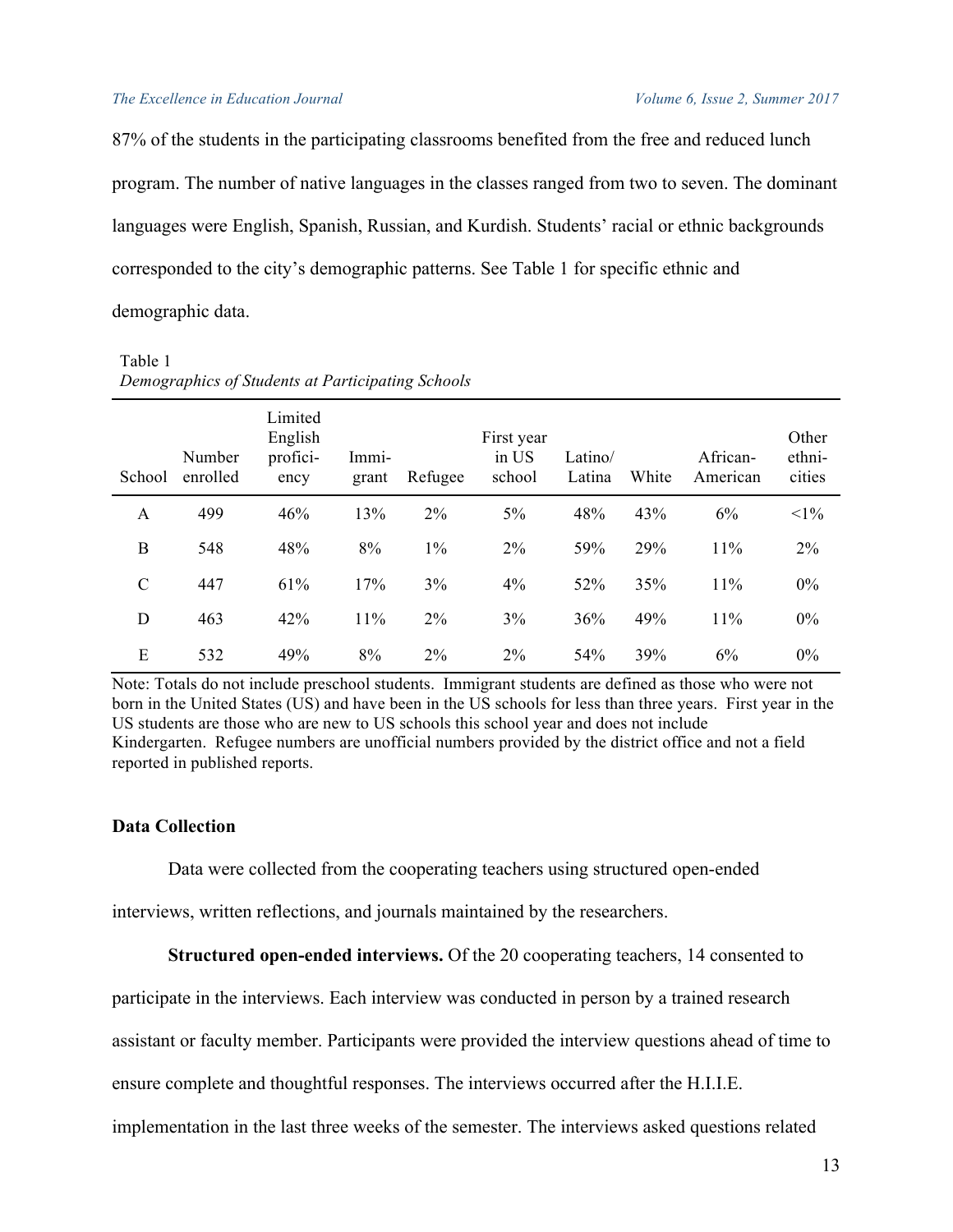87% of the students in the participating classrooms benefited from the free and reduced lunch program. The number of native languages in the classes ranged from two to seven. The dominant languages were English, Spanish, Russian, and Kurdish. Students' racial or ethnic backgrounds corresponded to the city's demographic patterns. See Table 1 for specific ethnic and demographic data.

Table 1
*Demographics of Students at Participating Schools*

| School | Number enrolled | Limited English proficiency | Immigrant | Refugee | First year in US school | Latino/ Latina | White | African-American | Other ethnicities |
|---|---|---|---|---|---|---|---|---|---|
| A | 499 | 46% | 13% | 2% | 5% | 48% | 43% | 6% | <1% |
| B | 548 | 48% | 8% | 1% | 2% | 59% | 29% | 11% | 2% |
| C | 447 | 61% | 17% | 3% | 4% | 52% | 35% | 11% | 0% |
| D | 463 | 42% | 11% | 2% | 3% | 36% | 49% | 11% | 0% |
| E | 532 | 49% | 8% | 2% | 2% | 54% | 39% | 6% | 0% |

Note: Totals do not include preschool students. Immigrant students are defined as those who were not born in the United States (US) and have been in the US schools for less than three years. First year in the US students are those who are new to US schools this school year and does not include Kindergarten. Refugee numbers are unofficial numbers provided by the district office and not a field reported in published reports.

### Data Collection

Data were collected from the cooperating teachers using structured open-ended interviews, written reflections, and journals maintained by the researchers.

**Structured open-ended interviews.** Of the 20 cooperating teachers, 14 consented to participate in the interviews. Each interview was conducted in person by a trained research assistant or faculty member. Participants were provided the interview questions ahead of time to ensure complete and thoughtful responses. The interviews occurred after the H.I.I.E. implementation in the last three weeks of the semester. The interviews asked questions related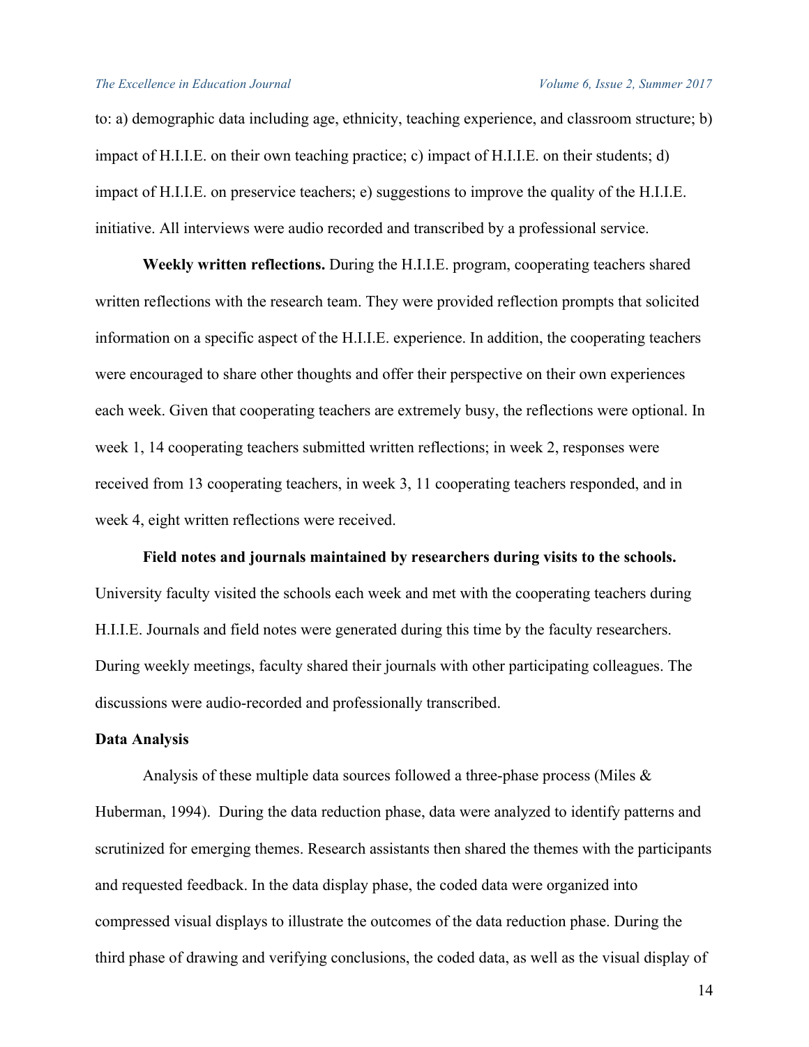to: a) demographic data including age, ethnicity, teaching experience, and classroom structure; b) impact of H.I.I.E. on their own teaching practice; c) impact of H.I.I.E. on their students; d) impact of H.I.I.E. on preservice teachers; e) suggestions to improve the quality of the H.I.I.E. initiative. All interviews were audio recorded and transcribed by a professional service.

**Weekly written reflections.** During the H.I.I.E. program, cooperating teachers shared written reflections with the research team. They were provided reflection prompts that solicited information on a specific aspect of the H.I.I.E. experience. In addition, the cooperating teachers were encouraged to share other thoughts and offer their perspective on their own experiences each week. Given that cooperating teachers are extremely busy, the reflections were optional. In week 1, 14 cooperating teachers submitted written reflections; in week 2, responses were received from 13 cooperating teachers, in week 3, 11 cooperating teachers responded, and in week 4, eight written reflections were received.

**Field notes and journals maintained by researchers during visits to the schools.** University faculty visited the schools each week and met with the cooperating teachers during H.I.I.E. Journals and field notes were generated during this time by the faculty researchers. During weekly meetings, faculty shared their journals with other participating colleagues. The discussions were audio-recorded and professionally transcribed.

### Data Analysis

Analysis of these multiple data sources followed a three-phase process (Miles & Huberman, 1994). During the data reduction phase, data were analyzed to identify patterns and scrutinized for emerging themes. Research assistants then shared the themes with the participants and requested feedback. In the data display phase, the coded data were organized into compressed visual displays to illustrate the outcomes of the data reduction phase. During the third phase of drawing and verifying conclusions, the coded data, as well as the visual display of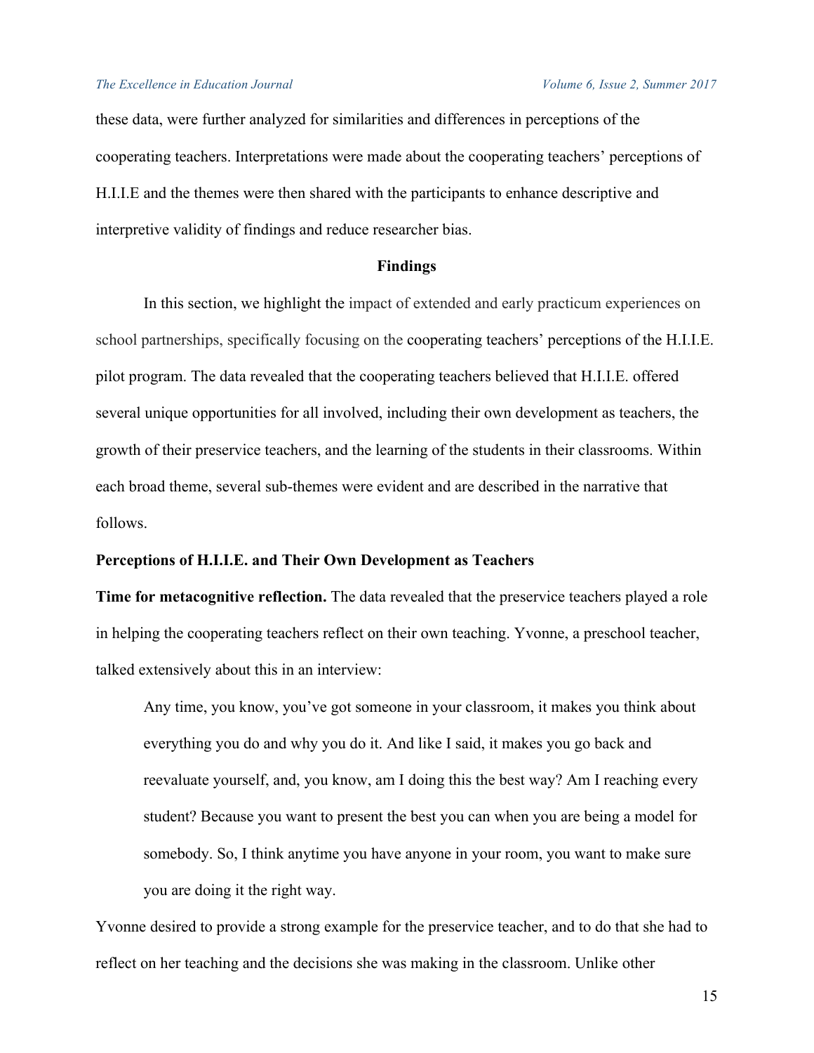these data, were further analyzed for similarities and differences in perceptions of the cooperating teachers. Interpretations were made about the cooperating teachers' perceptions of H.I.I.E and the themes were then shared with the participants to enhance descriptive and interpretive validity of findings and reduce researcher bias.

## Findings

In this section, we highlight the impact of extended and early practicum experiences on school partnerships, specifically focusing on the cooperating teachers' perceptions of the H.I.I.E. pilot program. The data revealed that the cooperating teachers believed that H.I.I.E. offered several unique opportunities for all involved, including their own development as teachers, the growth of their preservice teachers, and the learning of the students in their classrooms. Within each broad theme, several sub-themes were evident and are described in the narrative that follows.

### Perceptions of H.I.I.E. and Their Own Development as Teachers

**Time for metacognitive reflection.** The data revealed that the preservice teachers played a role in helping the cooperating teachers reflect on their own teaching. Yvonne, a preschool teacher, talked extensively about this in an interview:

> Any time, you know, you've got someone in your classroom, it makes you think about everything you do and why you do it. And like I said, it makes you go back and reevaluate yourself, and, you know, am I doing this the best way? Am I reaching every student? Because you want to present the best you can when you are being a model for somebody. So, I think anytime you have anyone in your room, you want to make sure you are doing it the right way.

Yvonne desired to provide a strong example for the preservice teacher, and to do that she had to reflect on her teaching and the decisions she was making in the classroom. Unlike other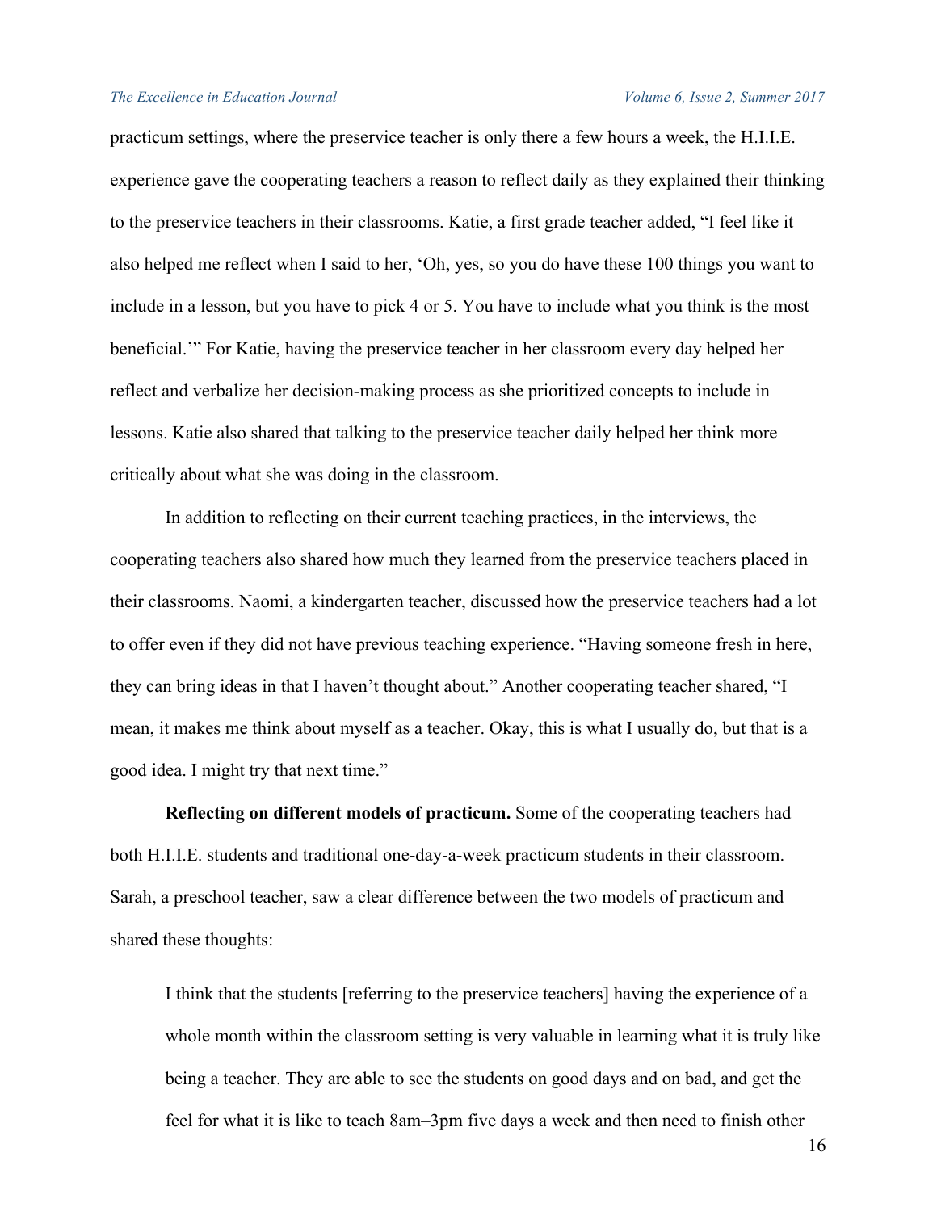practicum settings, where the preservice teacher is only there a few hours a week, the H.I.I.E. experience gave the cooperating teachers a reason to reflect daily as they explained their thinking to the preservice teachers in their classrooms. Katie, a first grade teacher added, "I feel like it also helped me reflect when I said to her, 'Oh, yes, so you do have these 100 things you want to include in a lesson, but you have to pick 4 or 5. You have to include what you think is the most beneficial.'" For Katie, having the preservice teacher in her classroom every day helped her reflect and verbalize her decision-making process as she prioritized concepts to include in lessons. Katie also shared that talking to the preservice teacher daily helped her think more critically about what she was doing in the classroom.

In addition to reflecting on their current teaching practices, in the interviews, the cooperating teachers also shared how much they learned from the preservice teachers placed in their classrooms. Naomi, a kindergarten teacher, discussed how the preservice teachers had a lot to offer even if they did not have previous teaching experience. "Having someone fresh in here, they can bring ideas in that I haven't thought about." Another cooperating teacher shared, "I mean, it makes me think about myself as a teacher. Okay, this is what I usually do, but that is a good idea. I might try that next time."

**Reflecting on different models of practicum.** Some of the cooperating teachers had both H.I.I.E. students and traditional one-day-a-week practicum students in their classroom. Sarah, a preschool teacher, saw a clear difference between the two models of practicum and shared these thoughts:

> I think that the students [referring to the preservice teachers] having the experience of a whole month within the classroom setting is very valuable in learning what it is truly like being a teacher. They are able to see the students on good days and on bad, and get the feel for what it is like to teach 8am–3pm five days a week and then need to finish other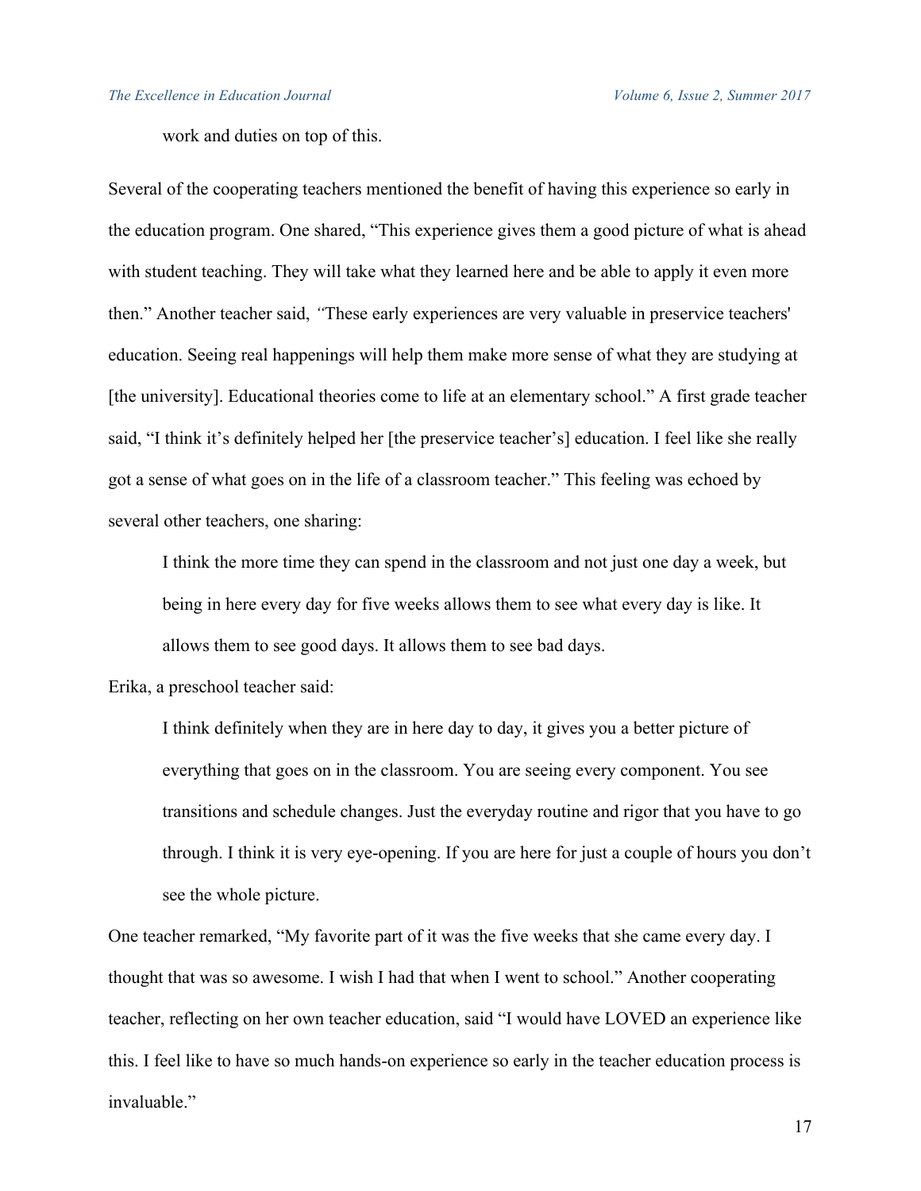work and duties on top of this.

Several of the cooperating teachers mentioned the benefit of having this experience so early in the education program. One shared, "This experience gives them a good picture of what is ahead with student teaching. They will take what they learned here and be able to apply it even more then." Another teacher said, *"*These early experiences are very valuable in preservice teachers' education. Seeing real happenings will help them make more sense of what they are studying at [the university]. Educational theories come to life at an elementary school." A first grade teacher said, "I think it's definitely helped her [the preservice teacher's] education. I feel like she really got a sense of what goes on in the life of a classroom teacher." This feeling was echoed by several other teachers, one sharing:

> I think the more time they can spend in the classroom and not just one day a week, but being in here every day for five weeks allows them to see what every day is like. It allows them to see good days. It allows them to see bad days.

Erika, a preschool teacher said:

> I think definitely when they are in here day to day, it gives you a better picture of everything that goes on in the classroom. You are seeing every component. You see transitions and schedule changes. Just the everyday routine and rigor that you have to go through. I think it is very eye-opening. If you are here for just a couple of hours you don't see the whole picture.

One teacher remarked, "My favorite part of it was the five weeks that she came every day. I thought that was so awesome. I wish I had that when I went to school." Another cooperating teacher, reflecting on her own teacher education, said "I would have LOVED an experience like this. I feel like to have so much hands-on experience so early in the teacher education process is invaluable."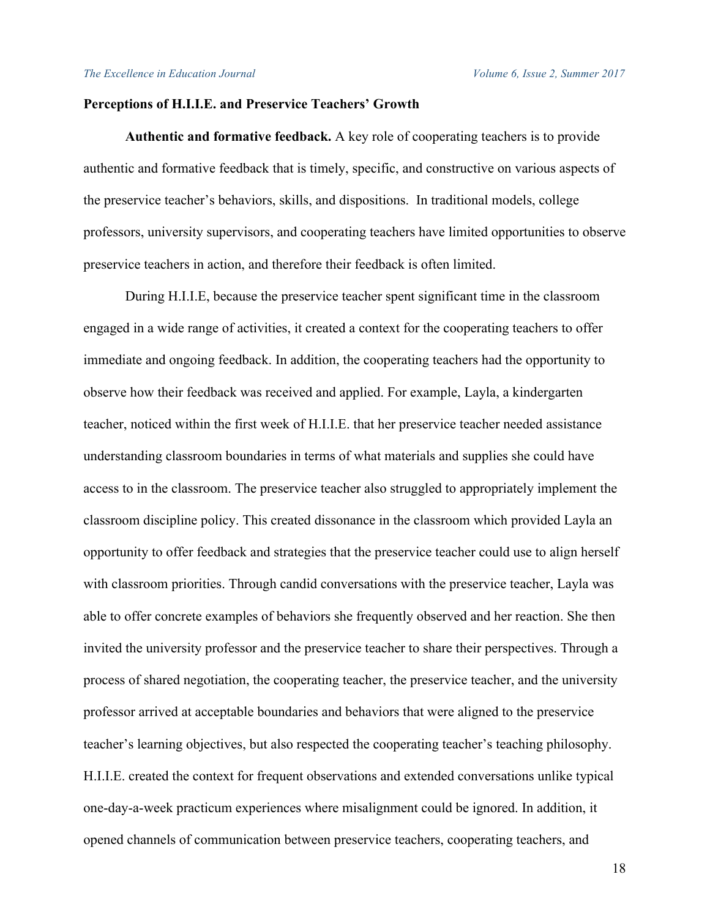### Perceptions of H.I.I.E. and Preservice Teachers' Growth

**Authentic and formative feedback.** A key role of cooperating teachers is to provide authentic and formative feedback that is timely, specific, and constructive on various aspects of the preservice teacher's behaviors, skills, and dispositions. In traditional models, college professors, university supervisors, and cooperating teachers have limited opportunities to observe preservice teachers in action, and therefore their feedback is often limited.

During H.I.I.E, because the preservice teacher spent significant time in the classroom engaged in a wide range of activities, it created a context for the cooperating teachers to offer immediate and ongoing feedback. In addition, the cooperating teachers had the opportunity to observe how their feedback was received and applied. For example, Layla, a kindergarten teacher, noticed within the first week of H.I.I.E. that her preservice teacher needed assistance understanding classroom boundaries in terms of what materials and supplies she could have access to in the classroom. The preservice teacher also struggled to appropriately implement the classroom discipline policy. This created dissonance in the classroom which provided Layla an opportunity to offer feedback and strategies that the preservice teacher could use to align herself with classroom priorities. Through candid conversations with the preservice teacher, Layla was able to offer concrete examples of behaviors she frequently observed and her reaction. She then invited the university professor and the preservice teacher to share their perspectives. Through a process of shared negotiation, the cooperating teacher, the preservice teacher, and the university professor arrived at acceptable boundaries and behaviors that were aligned to the preservice teacher's learning objectives, but also respected the cooperating teacher's teaching philosophy. H.I.I.E. created the context for frequent observations and extended conversations unlike typical one-day-a-week practicum experiences where misalignment could be ignored. In addition, it opened channels of communication between preservice teachers, cooperating teachers, and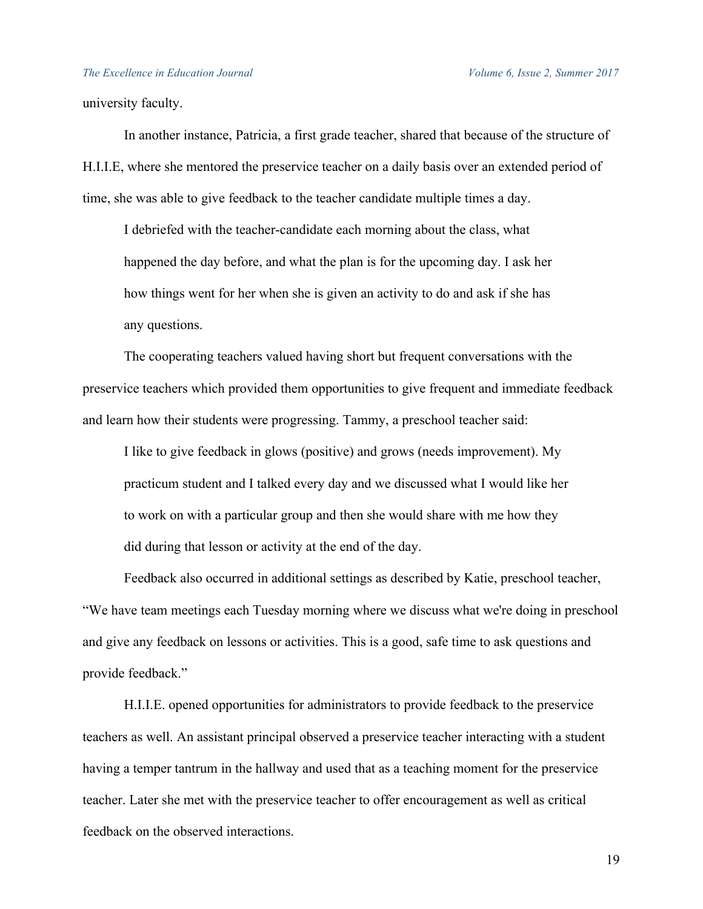university faculty.

In another instance, Patricia, a first grade teacher, shared that because of the structure of H.I.I.E, where she mentored the preservice teacher on a daily basis over an extended period of time, she was able to give feedback to the teacher candidate multiple times a day.

> I debriefed with the teacher-candidate each morning about the class, what happened the day before, and what the plan is for the upcoming day. I ask her how things went for her when she is given an activity to do and ask if she has any questions.

The cooperating teachers valued having short but frequent conversations with the preservice teachers which provided them opportunities to give frequent and immediate feedback and learn how their students were progressing. Tammy, a preschool teacher said:

> I like to give feedback in glows (positive) and grows (needs improvement). My practicum student and I talked every day and we discussed what I would like her to work on with a particular group and then she would share with me how they did during that lesson or activity at the end of the day.

Feedback also occurred in additional settings as described by Katie, preschool teacher, "We have team meetings each Tuesday morning where we discuss what we're doing in preschool and give any feedback on lessons or activities. This is a good, safe time to ask questions and provide feedback."

H.I.I.E. opened opportunities for administrators to provide feedback to the preservice teachers as well. An assistant principal observed a preservice teacher interacting with a student having a temper tantrum in the hallway and used that as a teaching moment for the preservice teacher. Later she met with the preservice teacher to offer encouragement as well as critical feedback on the observed interactions.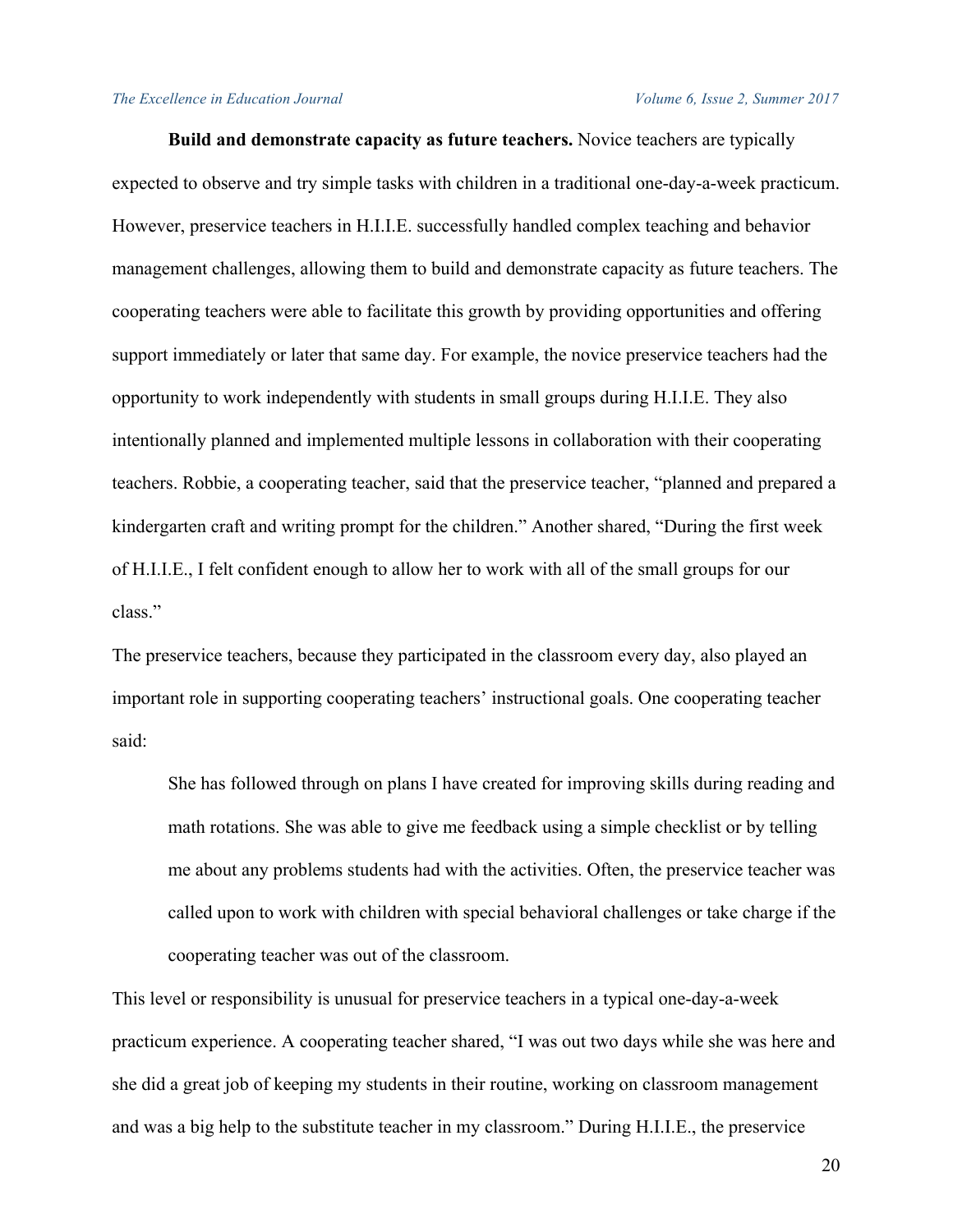**Build and demonstrate capacity as future teachers.** Novice teachers are typically expected to observe and try simple tasks with children in a traditional one-day-a-week practicum. However, preservice teachers in H.I.I.E. successfully handled complex teaching and behavior management challenges, allowing them to build and demonstrate capacity as future teachers. The cooperating teachers were able to facilitate this growth by providing opportunities and offering support immediately or later that same day. For example, the novice preservice teachers had the opportunity to work independently with students in small groups during H.I.I.E. They also intentionally planned and implemented multiple lessons in collaboration with their cooperating teachers. Robbie, a cooperating teacher, said that the preservice teacher, "planned and prepared a kindergarten craft and writing prompt for the children." Another shared, "During the first week of H.I.I.E., I felt confident enough to allow her to work with all of the small groups for our class."

The preservice teachers, because they participated in the classroom every day, also played an important role in supporting cooperating teachers' instructional goals. One cooperating teacher said:

> She has followed through on plans I have created for improving skills during reading and math rotations. She was able to give me feedback using a simple checklist or by telling me about any problems students had with the activities. Often, the preservice teacher was called upon to work with children with special behavioral challenges or take charge if the cooperating teacher was out of the classroom.

This level or responsibility is unusual for preservice teachers in a typical one-day-a-week practicum experience. A cooperating teacher shared, "I was out two days while she was here and she did a great job of keeping my students in their routine, working on classroom management and was a big help to the substitute teacher in my classroom." During H.I.I.E., the preservice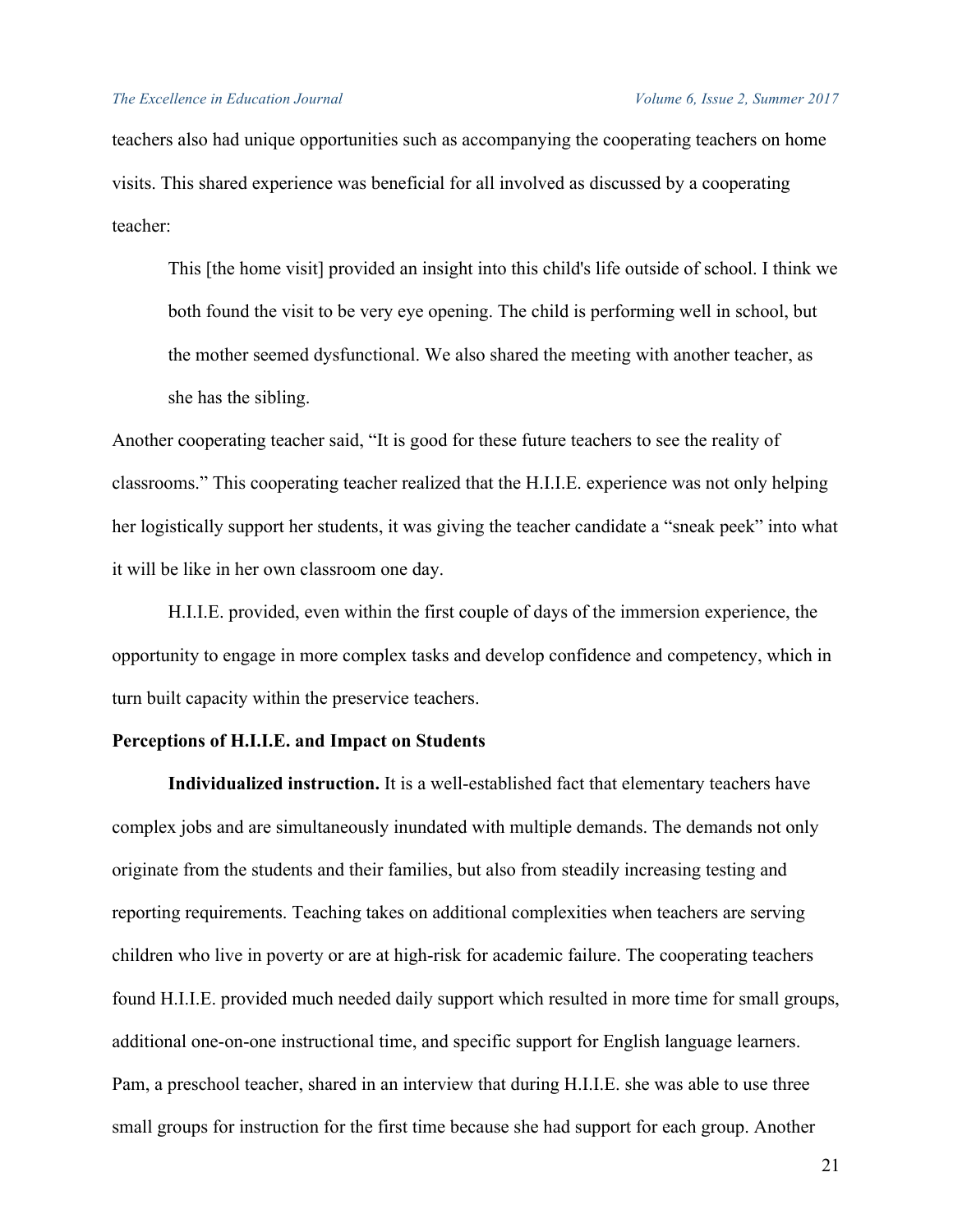teachers also had unique opportunities such as accompanying the cooperating teachers on home visits. This shared experience was beneficial for all involved as discussed by a cooperating teacher:

> This [the home visit] provided an insight into this child's life outside of school. I think we both found the visit to be very eye opening. The child is performing well in school, but the mother seemed dysfunctional. We also shared the meeting with another teacher, as she has the sibling.

Another cooperating teacher said, "It is good for these future teachers to see the reality of classrooms." This cooperating teacher realized that the H.I.I.E. experience was not only helping her logistically support her students, it was giving the teacher candidate a "sneak peek" into what it will be like in her own classroom one day.

H.I.I.E. provided, even within the first couple of days of the immersion experience, the opportunity to engage in more complex tasks and develop confidence and competency, which in turn built capacity within the preservice teachers.

**Perceptions of H.I.I.E. and Impact on Students**

**Individualized instruction.** It is a well-established fact that elementary teachers have complex jobs and are simultaneously inundated with multiple demands. The demands not only originate from the students and their families, but also from steadily increasing testing and reporting requirements. Teaching takes on additional complexities when teachers are serving children who live in poverty or are at high-risk for academic failure. The cooperating teachers found H.I.I.E. provided much needed daily support which resulted in more time for small groups, additional one-on-one instructional time, and specific support for English language learners. Pam, a preschool teacher, shared in an interview that during H.I.I.E. she was able to use three small groups for instruction for the first time because she had support for each group. Another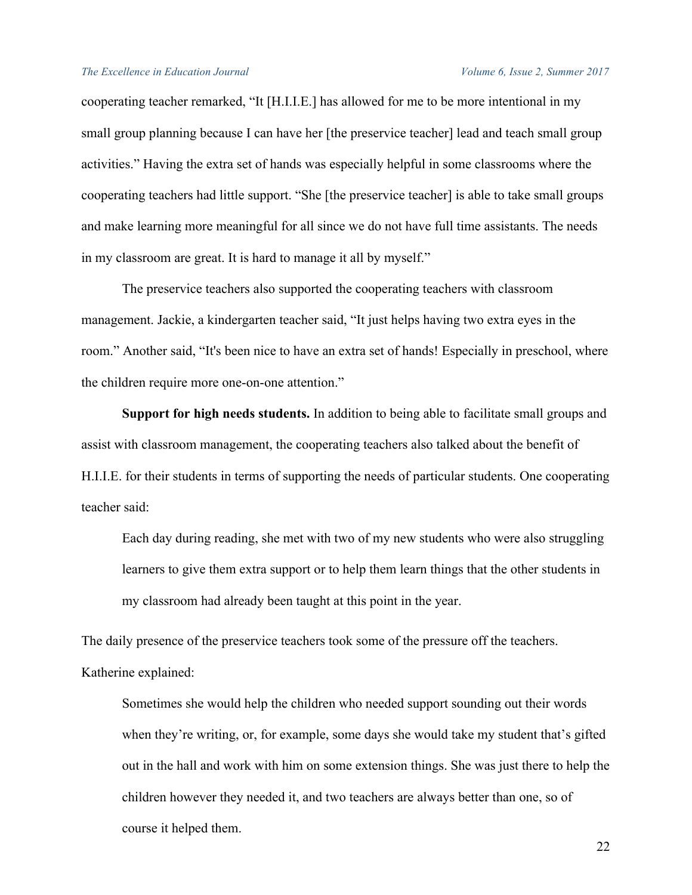cooperating teacher remarked, “It [H.I.I.E.] has allowed for me to be more intentional in my small group planning because I can have her [the preservice teacher] lead and teach small group activities.” Having the extra set of hands was especially helpful in some classrooms where the cooperating teachers had little support. “She [the preservice teacher] is able to take small groups and make learning more meaningful for all since we do not have full time assistants. The needs in my classroom are great. It is hard to manage it all by myself.”

The preservice teachers also supported the cooperating teachers with classroom management. Jackie, a kindergarten teacher said, “It just helps having two extra eyes in the room.” Another said, “It's been nice to have an extra set of hands! Especially in preschool, where the children require more one-on-one attention.”

**Support for high needs students.** In addition to being able to facilitate small groups and assist with classroom management, the cooperating teachers also talked about the benefit of H.I.I.E. for their students in terms of supporting the needs of particular students. One cooperating teacher said:

> Each day during reading, she met with two of my new students who were also struggling learners to give them extra support or to help them learn things that the other students in my classroom had already been taught at this point in the year.

The daily presence of the preservice teachers took some of the pressure off the teachers. Katherine explained:

> Sometimes she would help the children who needed support sounding out their words when they’re writing, or, for example, some days she would take my student that’s gifted out in the hall and work with him on some extension things. She was just there to help the children however they needed it, and two teachers are always better than one, so of course it helped them.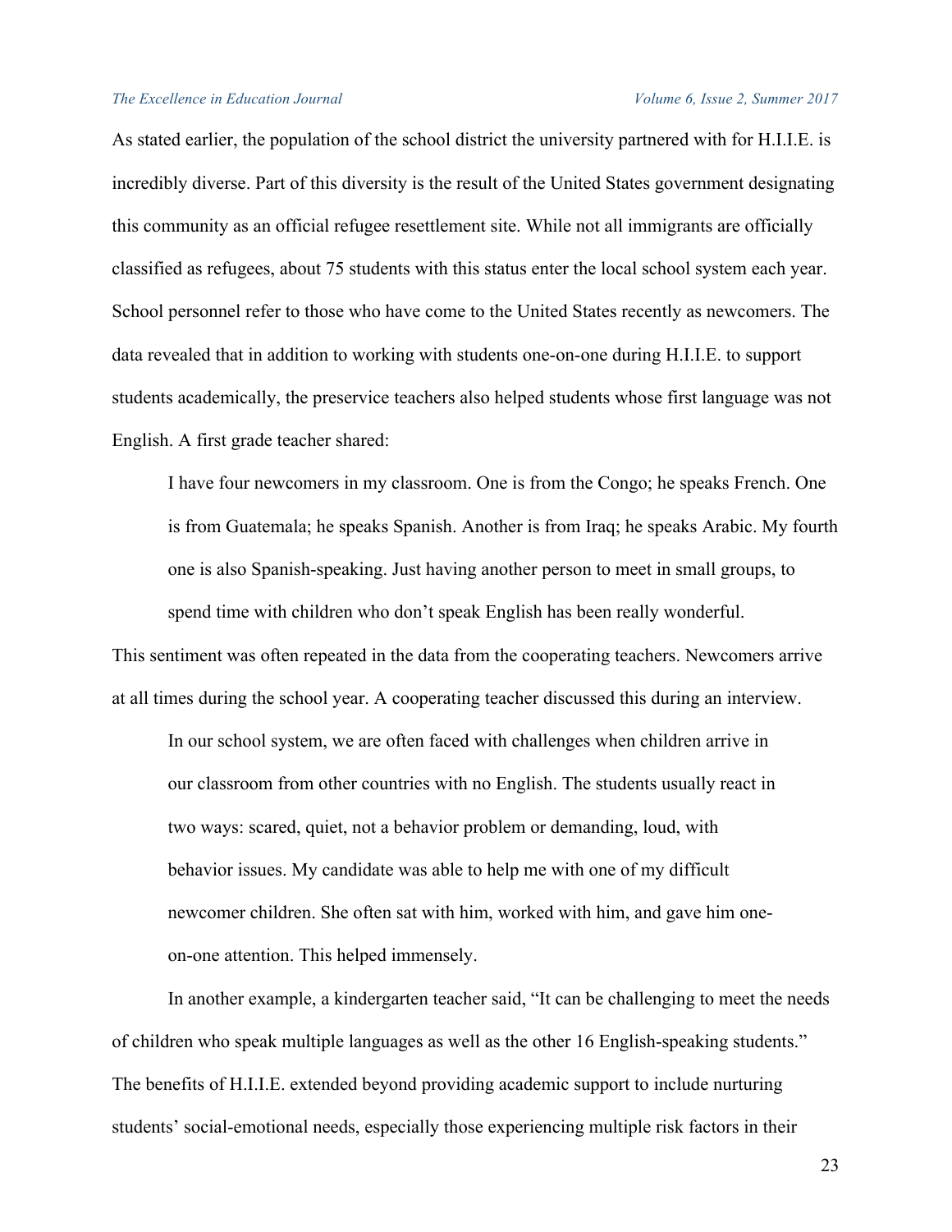As stated earlier, the population of the school district the university partnered with for H.I.I.E. is incredibly diverse. Part of this diversity is the result of the United States government designating this community as an official refugee resettlement site. While not all immigrants are officially classified as refugees, about 75 students with this status enter the local school system each year. School personnel refer to those who have come to the United States recently as newcomers. The data revealed that in addition to working with students one-on-one during H.I.I.E. to support students academically, the preservice teachers also helped students whose first language was not English. A first grade teacher shared:

> I have four newcomers in my classroom. One is from the Congo; he speaks French. One is from Guatemala; he speaks Spanish. Another is from Iraq; he speaks Arabic. My fourth one is also Spanish-speaking. Just having another person to meet in small groups, to spend time with children who don't speak English has been really wonderful.

This sentiment was often repeated in the data from the cooperating teachers. Newcomers arrive at all times during the school year. A cooperating teacher discussed this during an interview.

> In our school system, we are often faced with challenges when children arrive in our classroom from other countries with no English. The students usually react in two ways: scared, quiet, not a behavior problem or demanding, loud, with behavior issues. My candidate was able to help me with one of my difficult newcomer children. She often sat with him, worked with him, and gave him one-on-one attention. This helped immensely.

In another example, a kindergarten teacher said, "It can be challenging to meet the needs of children who speak multiple languages as well as the other 16 English-speaking students." The benefits of H.I.I.E. extended beyond providing academic support to include nurturing students' social-emotional needs, especially those experiencing multiple risk factors in their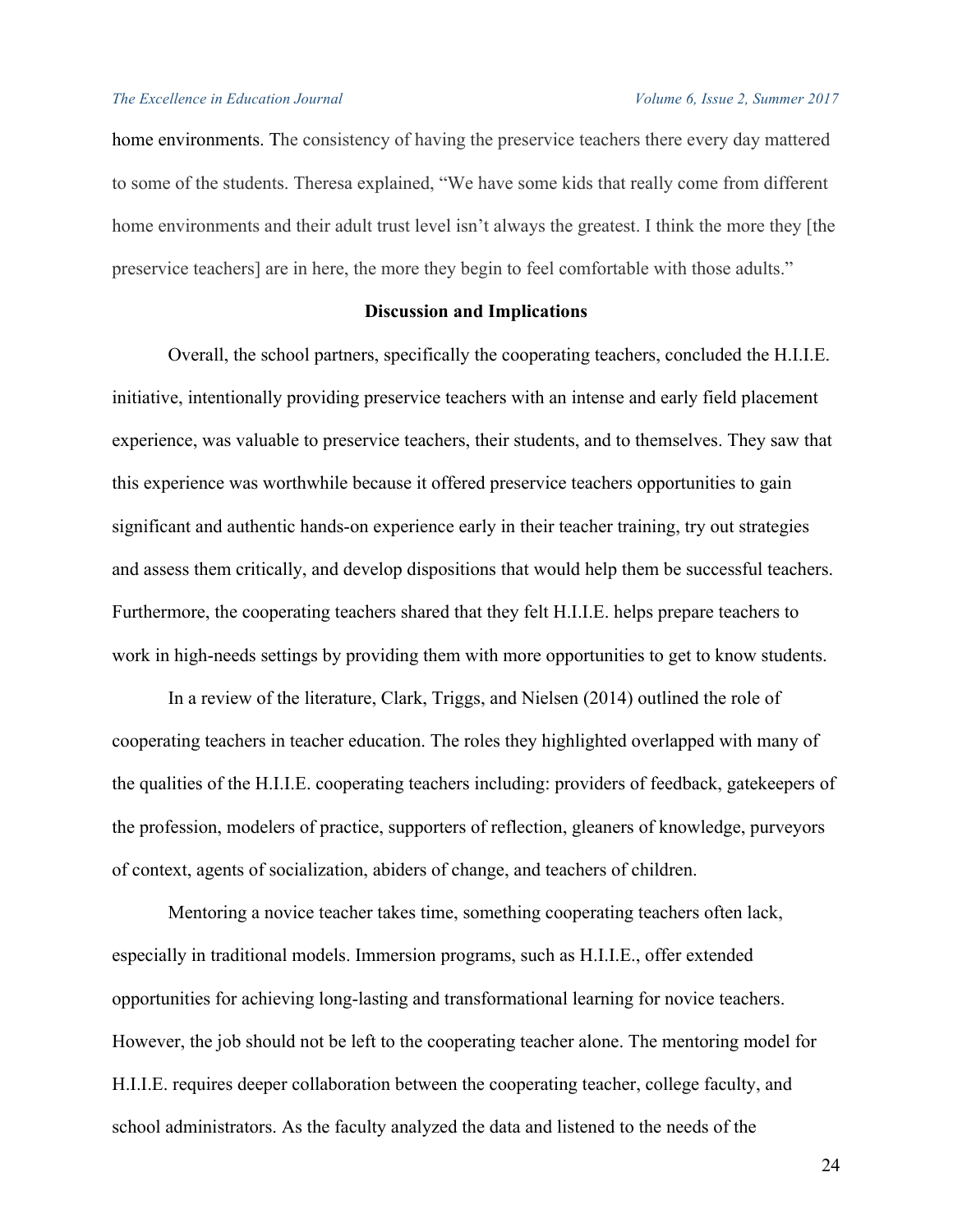home environments. The consistency of having the preservice teachers there every day mattered to some of the students. Theresa explained, “We have some kids that really come from different home environments and their adult trust level isn’t always the greatest. I think the more they [the preservice teachers] are in here, the more they begin to feel comfortable with those adults.”

## Discussion and Implications

Overall, the school partners, specifically the cooperating teachers, concluded the H.I.I.E. initiative, intentionally providing preservice teachers with an intense and early field placement experience, was valuable to preservice teachers, their students, and to themselves. They saw that this experience was worthwhile because it offered preservice teachers opportunities to gain significant and authentic hands-on experience early in their teacher training, try out strategies and assess them critically, and develop dispositions that would help them be successful teachers. Furthermore, the cooperating teachers shared that they felt H.I.I.E. helps prepare teachers to work in high-needs settings by providing them with more opportunities to get to know students.

In a review of the literature, Clark, Triggs, and Nielsen (2014) outlined the role of cooperating teachers in teacher education. The roles they highlighted overlapped with many of the qualities of the H.I.I.E. cooperating teachers including: providers of feedback, gatekeepers of the profession, modelers of practice, supporters of reflection, gleaners of knowledge, purveyors of context, agents of socialization, abiders of change, and teachers of children.

Mentoring a novice teacher takes time, something cooperating teachers often lack, especially in traditional models. Immersion programs, such as H.I.I.E., offer extended opportunities for achieving long-lasting and transformational learning for novice teachers. However, the job should not be left to the cooperating teacher alone. The mentoring model for H.I.I.E. requires deeper collaboration between the cooperating teacher, college faculty, and school administrators. As the faculty analyzed the data and listened to the needs of the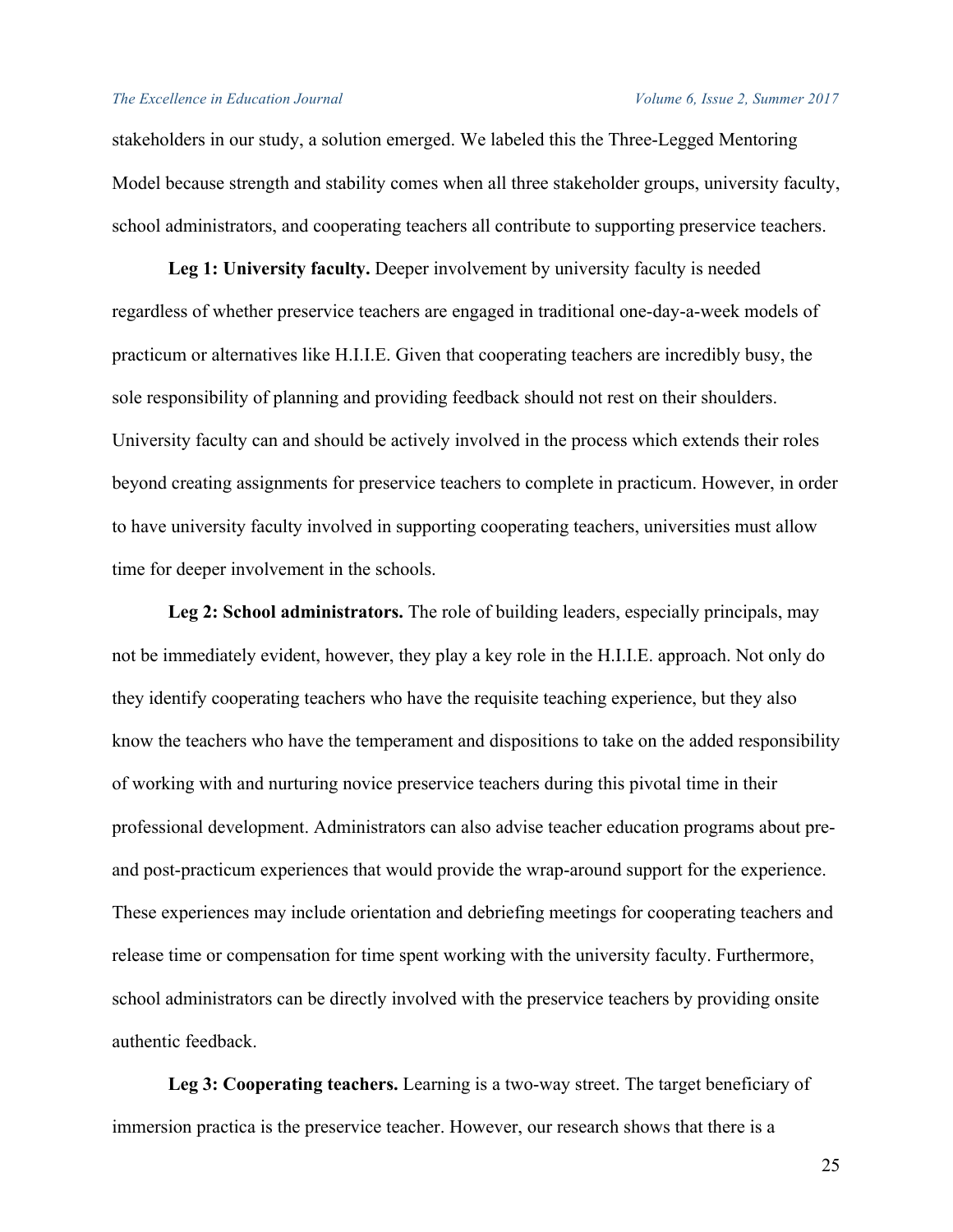stakeholders in our study, a solution emerged. We labeled this the Three-Legged Mentoring Model because strength and stability comes when all three stakeholder groups, university faculty, school administrators, and cooperating teachers all contribute to supporting preservice teachers.

**Leg 1: University faculty.** Deeper involvement by university faculty is needed regardless of whether preservice teachers are engaged in traditional one-day-a-week models of practicum or alternatives like H.I.I.E. Given that cooperating teachers are incredibly busy, the sole responsibility of planning and providing feedback should not rest on their shoulders. University faculty can and should be actively involved in the process which extends their roles beyond creating assignments for preservice teachers to complete in practicum. However, in order to have university faculty involved in supporting cooperating teachers, universities must allow time for deeper involvement in the schools.

**Leg 2: School administrators.** The role of building leaders, especially principals, may not be immediately evident, however, they play a key role in the H.I.I.E. approach. Not only do they identify cooperating teachers who have the requisite teaching experience, but they also know the teachers who have the temperament and dispositions to take on the added responsibility of working with and nurturing novice preservice teachers during this pivotal time in their professional development. Administrators can also advise teacher education programs about pre- and post-practicum experiences that would provide the wrap-around support for the experience. These experiences may include orientation and debriefing meetings for cooperating teachers and release time or compensation for time spent working with the university faculty. Furthermore, school administrators can be directly involved with the preservice teachers by providing onsite authentic feedback.

**Leg 3: Cooperating teachers.** Learning is a two-way street. The target beneficiary of immersion practica is the preservice teacher. However, our research shows that there is a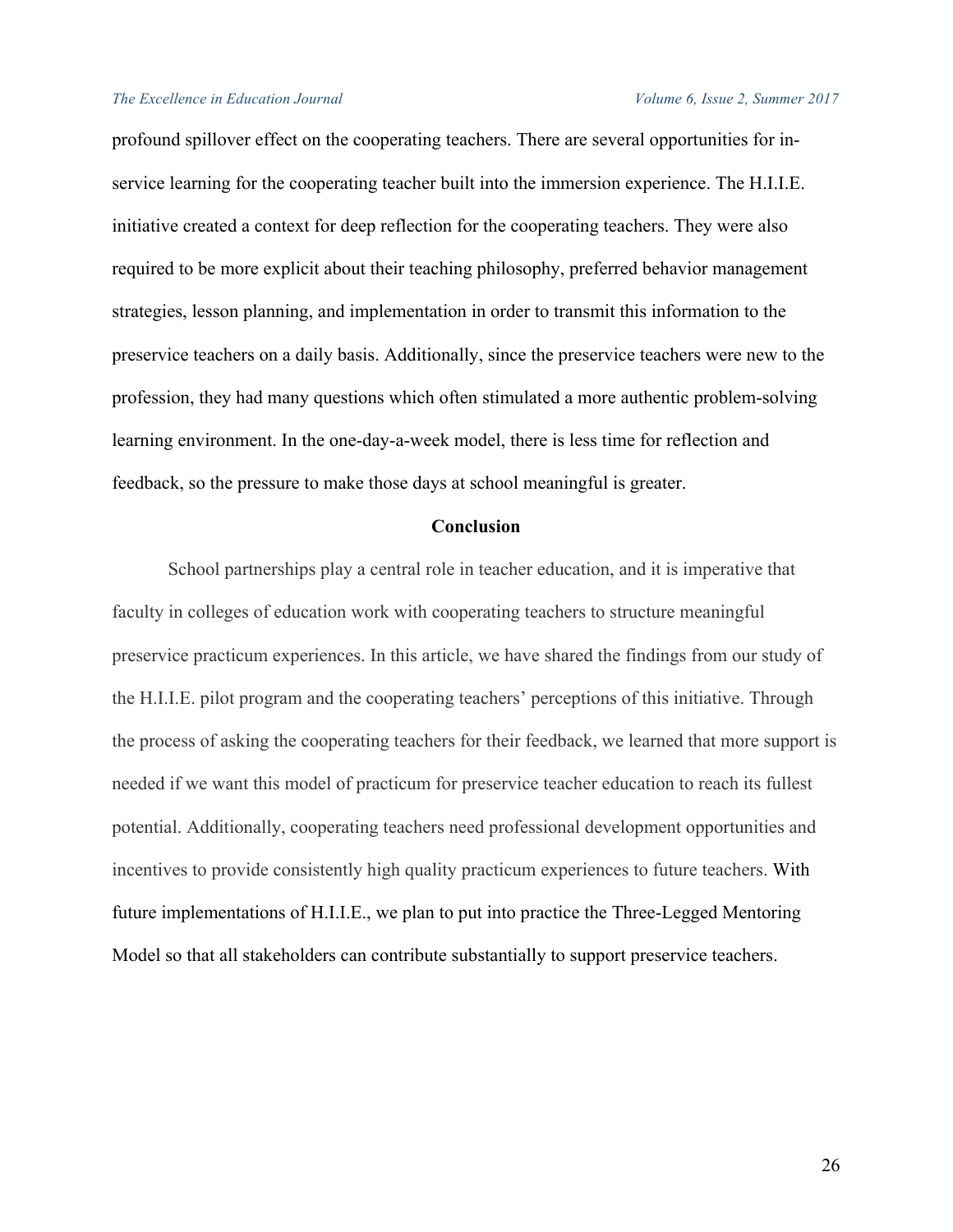profound spillover effect on the cooperating teachers. There are several opportunities for in-service learning for the cooperating teacher built into the immersion experience. The H.I.I.E. initiative created a context for deep reflection for the cooperating teachers. They were also required to be more explicit about their teaching philosophy, preferred behavior management strategies, lesson planning, and implementation in order to transmit this information to the preservice teachers on a daily basis. Additionally, since the preservice teachers were new to the profession, they had many questions which often stimulated a more authentic problem-solving learning environment. In the one-day-a-week model, there is less time for reflection and feedback, so the pressure to make those days at school meaningful is greater.

## Conclusion

School partnerships play a central role in teacher education, and it is imperative that faculty in colleges of education work with cooperating teachers to structure meaningful preservice practicum experiences. In this article, we have shared the findings from our study of the H.I.I.E. pilot program and the cooperating teachers' perceptions of this initiative. Through the process of asking the cooperating teachers for their feedback, we learned that more support is needed if we want this model of practicum for preservice teacher education to reach its fullest potential. Additionally, cooperating teachers need professional development opportunities and incentives to provide consistently high quality practicum experiences to future teachers. With future implementations of H.I.I.E., we plan to put into practice the Three-Legged Mentoring Model so that all stakeholders can contribute substantially to support preservice teachers.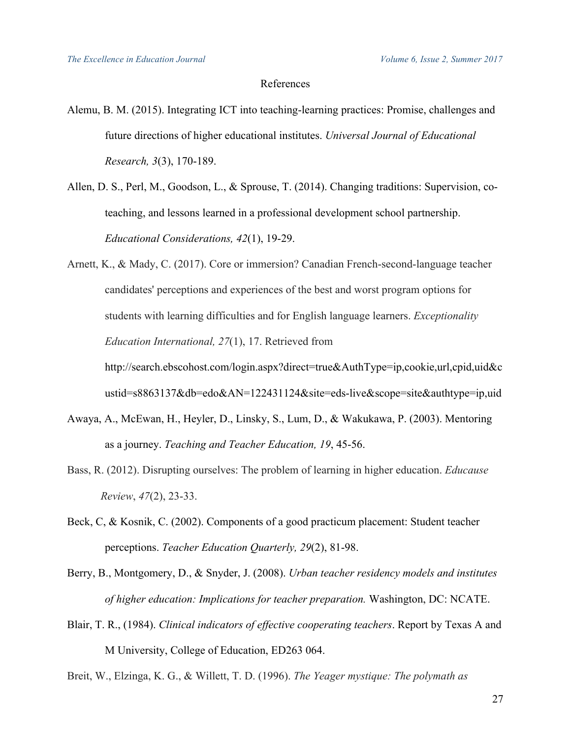References

Alemu, B. M. (2015). Integrating ICT into teaching-learning practices: Promise, challenges and future directions of higher educational institutes. *Universal Journal of Educational Research, 3*(3), 170-189.

Allen, D. S., Perl, M., Goodson, L., & Sprouse, T. (2014). Changing traditions: Supervision, co-teaching, and lessons learned in a professional development school partnership. *Educational Considerations, 42*(1), 19-29.

Arnett, K., & Mady, C. (2017). Core or immersion? Canadian French-second-language teacher candidates' perceptions and experiences of the best and worst program options for students with learning difficulties and for English language learners. *Exceptionality Education International, 27*(1), 17. Retrieved from http://search.ebscohost.com/login.aspx?direct=true&AuthType=ip,cookie,url,cpid,uid&custid=s8863137&db=edo&AN=122431124&site=eds-live&scope=site&authtype=ip,uid

Awaya, A., McEwan, H., Heyler, D., Linsky, S., Lum, D., & Wakukawa, P. (2003). Mentoring as a journey. *Teaching and Teacher Education, 19*, 45-56.

Bass, R. (2012). Disrupting ourselves: The problem of learning in higher education. *Educause Review*, *47*(2), 23-33.

Beck, C, & Kosnik, C. (2002). Components of a good practicum placement: Student teacher perceptions. *Teacher Education Quarterly, 29*(2), 81-98.

Berry, B., Montgomery, D., & Snyder, J. (2008). *Urban teacher residency models and institutes of higher education: Implications for teacher preparation.* Washington, DC: NCATE.

Blair, T. R., (1984). *Clinical indicators of effective cooperating teachers*. Report by Texas A and M University, College of Education, ED263 064.

Breit, W., Elzinga, K. G., & Willett, T. D. (1996). *The Yeager mystique: The polymath as*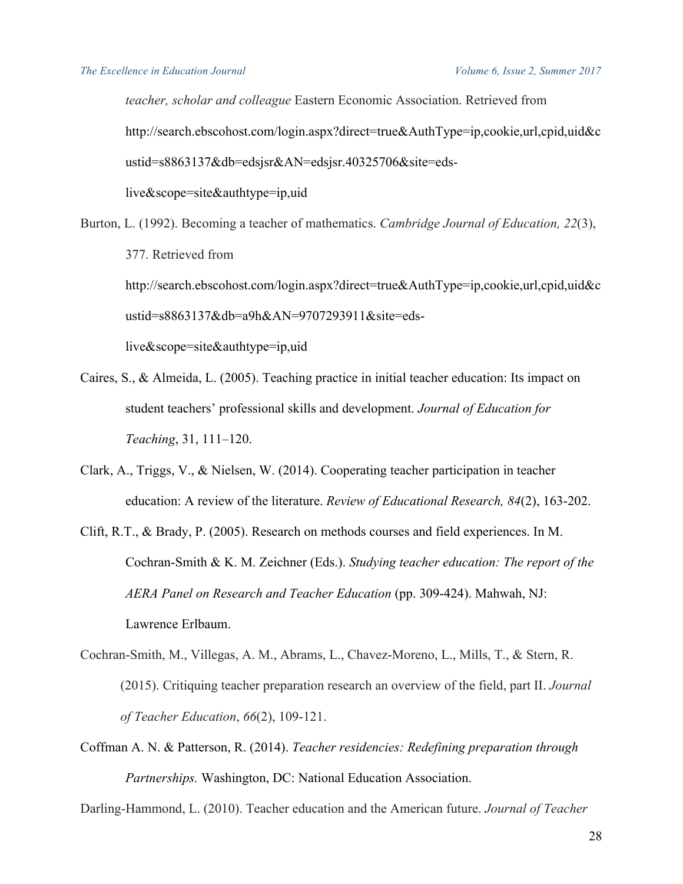*teacher, scholar and colleague* Eastern Economic Association. Retrieved from http://search.ebscohost.com/login.aspx?direct=true&AuthType=ip,cookie,url,cpid,uid&custid=s8863137&db=edsjsr&AN=edsjsr.40325706&site=eds-live&scope=site&authtype=ip,uid

Burton, L. (1992). Becoming a teacher of mathematics. *Cambridge Journal of Education, 22*(3), 377. Retrieved from http://search.ebscohost.com/login.aspx?direct=true&AuthType=ip,cookie,url,cpid,uid&custid=s8863137&db=a9h&AN=9707293911&site=eds-live&scope=site&authtype=ip,uid

Caires, S., & Almeida, L. (2005). Teaching practice in initial teacher education: Its impact on student teachers' professional skills and development. *Journal of Education for Teaching*, 31, 111–120.

Clark, A., Triggs, V., & Nielsen, W. (2014). Cooperating teacher participation in teacher education: A review of the literature. *Review of Educational Research, 84*(2), 163-202.

Clift, R.T., & Brady, P. (2005). Research on methods courses and field experiences. In M. Cochran-Smith & K. M. Zeichner (Eds.). *Studying teacher education: The report of the AERA Panel on Research and Teacher Education* (pp. 309-424). Mahwah, NJ: Lawrence Erlbaum.

Cochran-Smith, M., Villegas, A. M., Abrams, L., Chavez-Moreno, L., Mills, T., & Stern, R. (2015). Critiquing teacher preparation research an overview of the field, part II. *Journal of Teacher Education*, *66*(2), 109-121.

Coffman A. N. & Patterson, R. (2014). *Teacher residencies: Redefining preparation through Partnerships.* Washington, DC: National Education Association.

Darling-Hammond, L. (2010). Teacher education and the American future. *Journal of Teacher*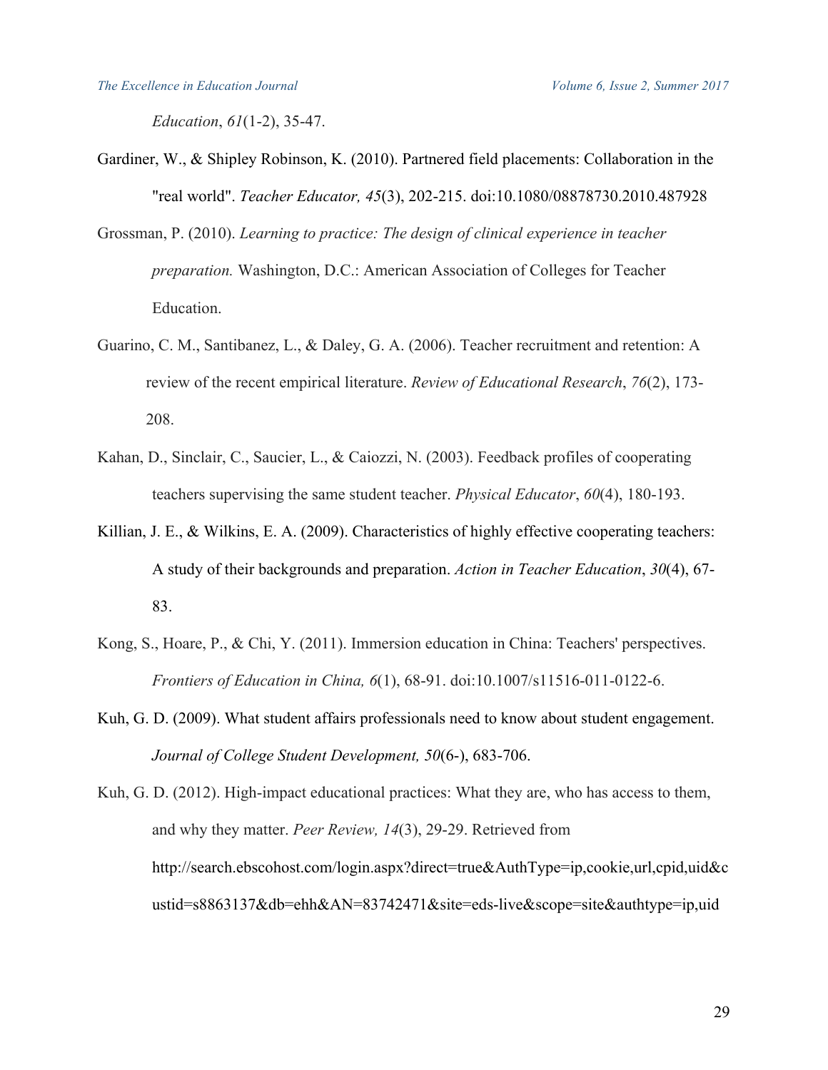*Education*, *61*(1-2), 35-47.

Gardiner, W., & Shipley Robinson, K. (2010). Partnered field placements: Collaboration in the "real world". *Teacher Educator, 45*(3), 202-215. doi:10.1080/08878730.2010.487928

Grossman, P. (2010). *Learning to practice: The design of clinical experience in teacher preparation.* Washington, D.C.: American Association of Colleges for Teacher Education.

Guarino, C. M., Santibanez, L., & Daley, G. A. (2006). Teacher recruitment and retention: A review of the recent empirical literature. *Review of Educational Research*, *76*(2), 173-208.

Kahan, D., Sinclair, C., Saucier, L., & Caiozzi, N. (2003). Feedback profiles of cooperating teachers supervising the same student teacher. *Physical Educator*, *60*(4), 180-193.

Killian, J. E., & Wilkins, E. A. (2009). Characteristics of highly effective cooperating teachers: A study of their backgrounds and preparation. *Action in Teacher Education*, *30*(4), 67-83.

Kong, S., Hoare, P., & Chi, Y. (2011). Immersion education in China: Teachers' perspectives. *Frontiers of Education in China, 6*(1), 68-91. doi:10.1007/s11516-011-0122-6.

Kuh, G. D. (2009). What student affairs professionals need to know about student engagement. *Journal of College Student Development, 50*(6-), 683-706.

Kuh, G. D. (2012). High-impact educational practices: What they are, who has access to them, and why they matter. *Peer Review, 14*(3), 29-29. Retrieved from http://search.ebscohost.com/login.aspx?direct=true&AuthType=ip,cookie,url,cpid,uid&custid=s8863137&db=ehh&AN=83742471&site=eds-live&scope=site&authtype=ip,uid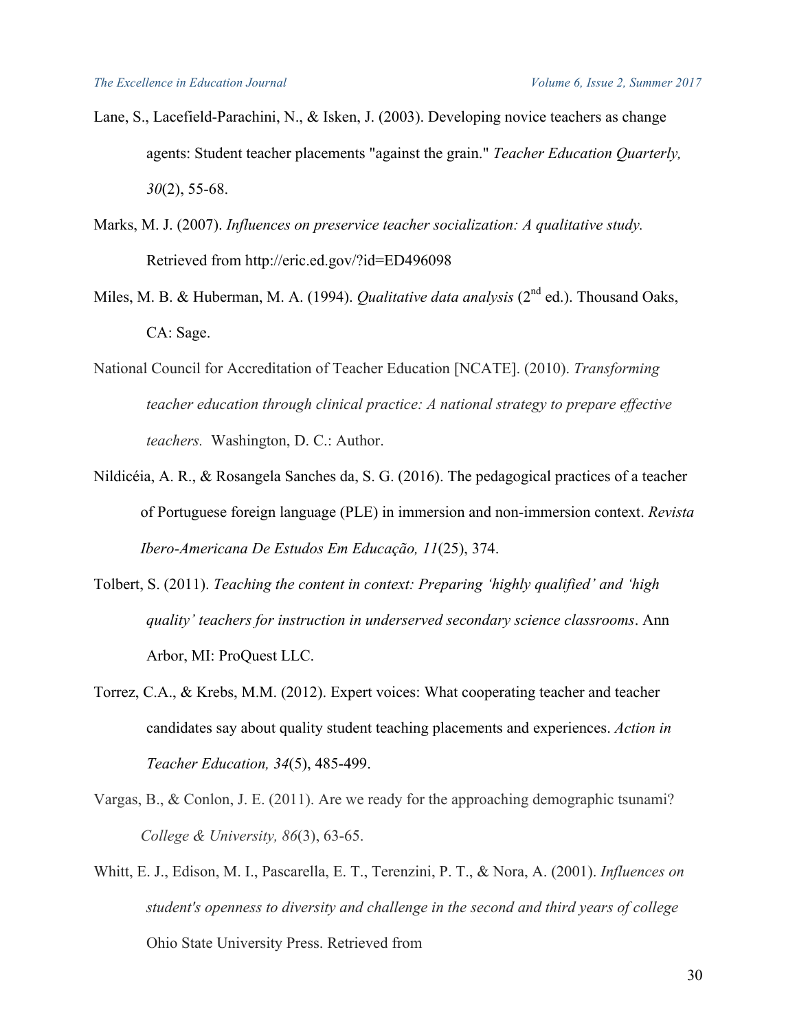Lane, S., Lacefield-Parachini, N., & Isken, J. (2003). Developing novice teachers as change agents: Student teacher placements "against the grain." *Teacher Education Quarterly, 30*(2), 55-68.

Marks, M. J. (2007). *Influences on preservice teacher socialization: A qualitative study.* Retrieved from http://eric.ed.gov/?id=ED496098

Miles, M. B. & Huberman, M. A. (1994). *Qualitative data analysis* (2nd ed.). Thousand Oaks, CA: Sage.

National Council for Accreditation of Teacher Education [NCATE]. (2010). *Transforming teacher education through clinical practice: A national strategy to prepare effective teachers.* Washington, D. C.: Author.

Nildicéia, A. R., & Rosangela Sanches da, S. G. (2016). The pedagogical practices of a teacher of Portuguese foreign language (PLE) in immersion and non-immersion context. *Revista Ibero-Americana De Estudos Em Educação, 11*(25), 374.

Tolbert, S. (2011). *Teaching the content in context: Preparing 'highly qualified' and 'high quality' teachers for instruction in underserved secondary science classrooms*. Ann Arbor, MI: ProQuest LLC.

Torrez, C.A., & Krebs, M.M. (2012). Expert voices: What cooperating teacher and teacher candidates say about quality student teaching placements and experiences. *Action in Teacher Education, 34*(5), 485-499.

Vargas, B., & Conlon, J. E. (2011). Are we ready for the approaching demographic tsunami? *College & University, 86*(3), 63-65.

Whitt, E. J., Edison, M. I., Pascarella, E. T., Terenzini, P. T., & Nora, A. (2001). *Influences on student's openness to diversity and challenge in the second and third years of college* Ohio State University Press. Retrieved from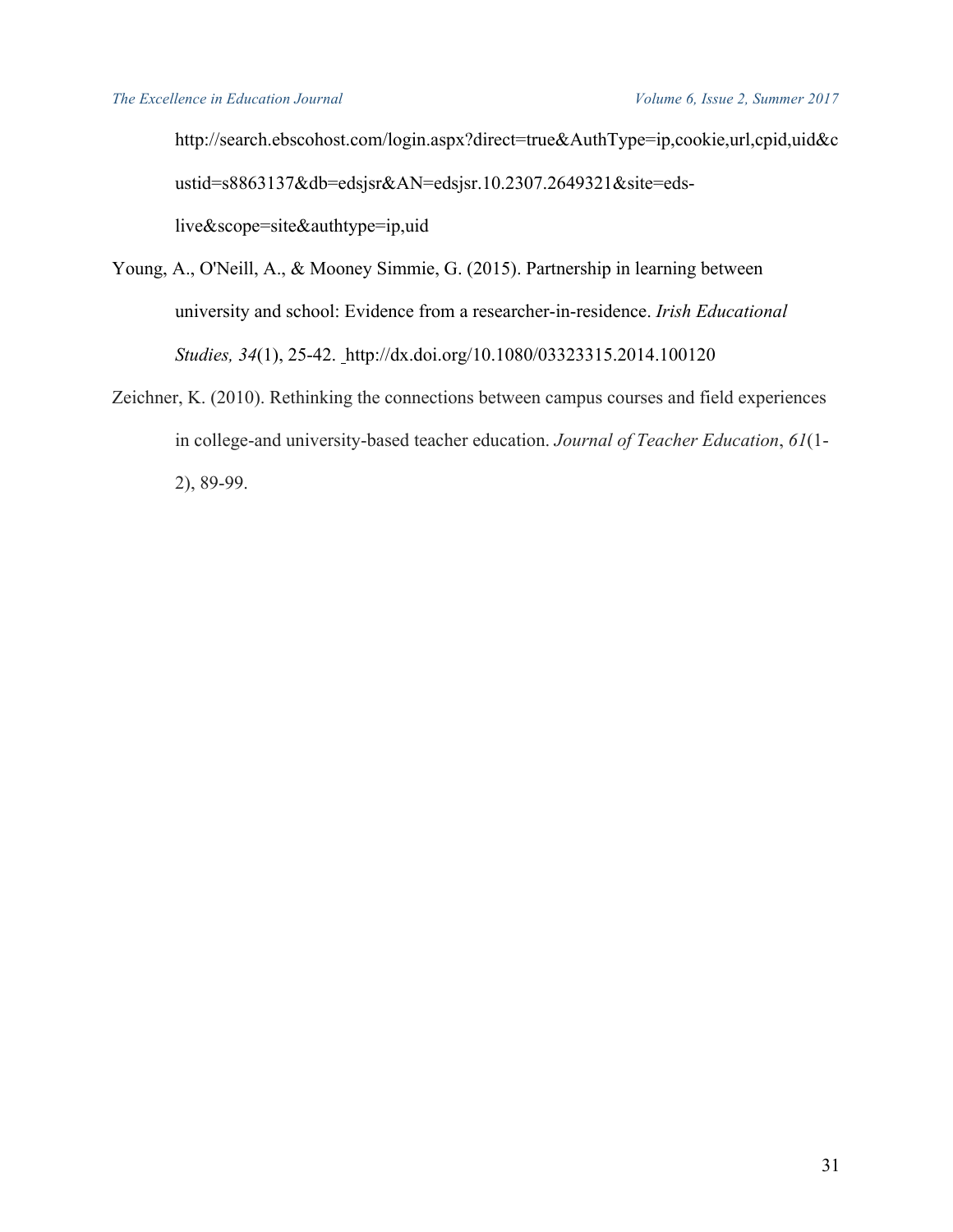http://search.ebscohost.com/login.aspx?direct=true&AuthType=ip,cookie,url,cpid,uid&custid=s8863137&db=edsjsr&AN=edsjsr.10.2307.2649321&site=eds-live&scope=site&authtype=ip,uid

Young, A., O'Neill, A., & Mooney Simmie, G. (2015). Partnership in learning between university and school: Evidence from a researcher-in-residence. *Irish Educational Studies, 34*(1), 25-42. http://dx.doi.org/10.1080/03323315.2014.100120

Zeichner, K. (2010). Rethinking the connections between campus courses and field experiences in college-and university-based teacher education. *Journal of Teacher Education*, *61*(1-2), 89-99.